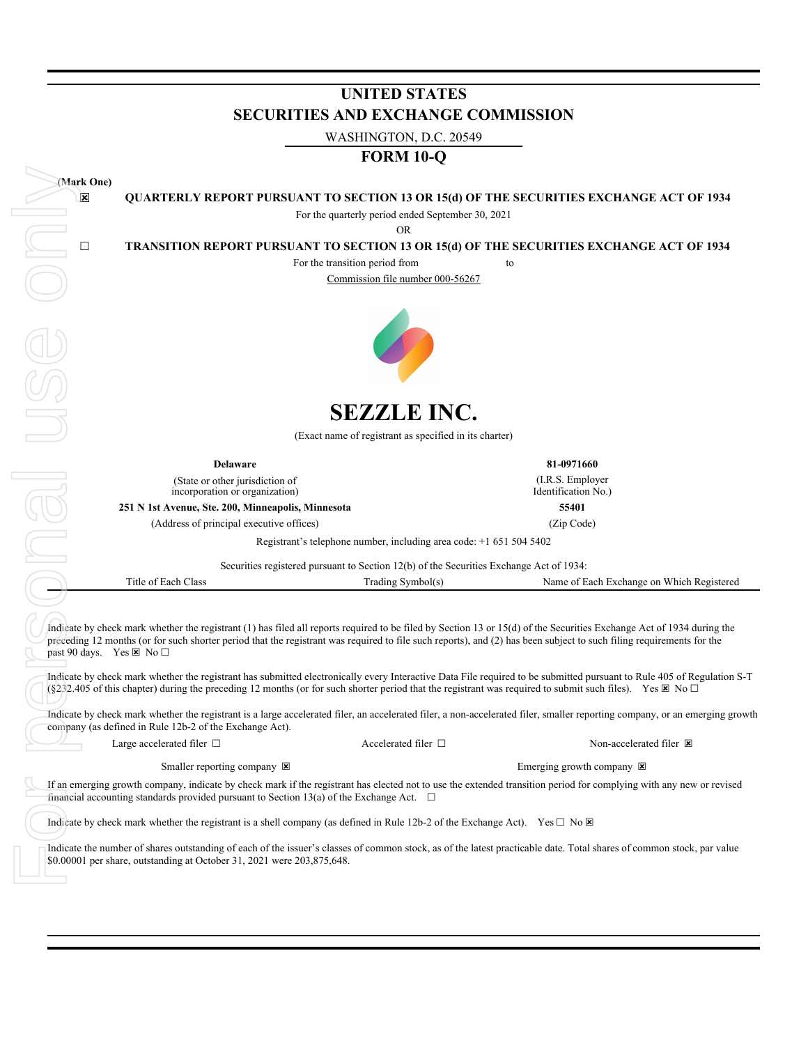# UNITED STATES
# SECURITIES AND EXCHANGE COMMISSION

WASHINGTON, D.C. 20549

## FORM 10-Q

(Mark One)

☒ **QUARTERLY REPORT PURSUANT TO SECTION 13 OR 15(d) OF THE SECURITIES EXCHANGE ACT OF 1934**

For the quarterly period ended September 30, 2021

OR

☐ **TRANSITION REPORT PURSUANT TO SECTION 13 OR 15(d) OF THE SECURITIES EXCHANGE ACT OF 1934**

For the transition period from to

Commission file number 000-56267

# SEZZLE INC.

(Exact name of registrant as specified in its charter)

| **Delaware** | **81-0971660** |
|---|---|
| (State or other jurisdiction of incorporation or organization) | (I.R.S. Employer Identification No.) |
| **251 N 1st Avenue, Ste. 200, Minneapolis, Minnesota** | **55401** |
| (Address of principal executive offices) | (Zip Code) |

Registrant's telephone number, including area code: +1 651 504 5402

Securities registered pursuant to Section 12(b) of the Securities Exchange Act of 1934:

| Title of Each Class | Trading Symbol(s) | Name of Each Exchange on Which Registered |
|---|---|---|

Indicate by check mark whether the registrant (1) has filed all reports required to be filed by Section 13 or 15(d) of the Securities Exchange Act of 1934 during the preceding 12 months (or for such shorter period that the registrant was required to file such reports), and (2) has been subject to such filing requirements for the past 90 days. Yes ☒ No ☐

Indicate by check mark whether the registrant has submitted electronically every Interactive Data File required to be submitted pursuant to Rule 405 of Regulation S-T (§232.405 of this chapter) during the preceding 12 months (or for such shorter period that the registrant was required to submit such files). Yes ☒ No ☐

Indicate by check mark whether the registrant is a large accelerated filer, an accelerated filer, a non-accelerated filer, smaller reporting company, or an emerging growth company (as defined in Rule 12b-2 of the Exchange Act).

Large accelerated filer ☐ Accelerated filer ☐ Non-accelerated filer ☒

Smaller reporting company ☒ Emerging growth company ☒

If an emerging growth company, indicate by check mark if the registrant has elected not to use the extended transition period for complying with any new or revised financial accounting standards provided pursuant to Section 13(a) of the Exchange Act. ☐

Indicate by check mark whether the registrant is a shell company (as defined in Rule 12b-2 of the Exchange Act). Yes ☐ No ☒

Indicate the number of shares outstanding of each of the issuer's classes of common stock, as of the latest practicable date. Total shares of common stock, par value $0.00001 per share, outstanding at October 31, 2021 were 203,875,648.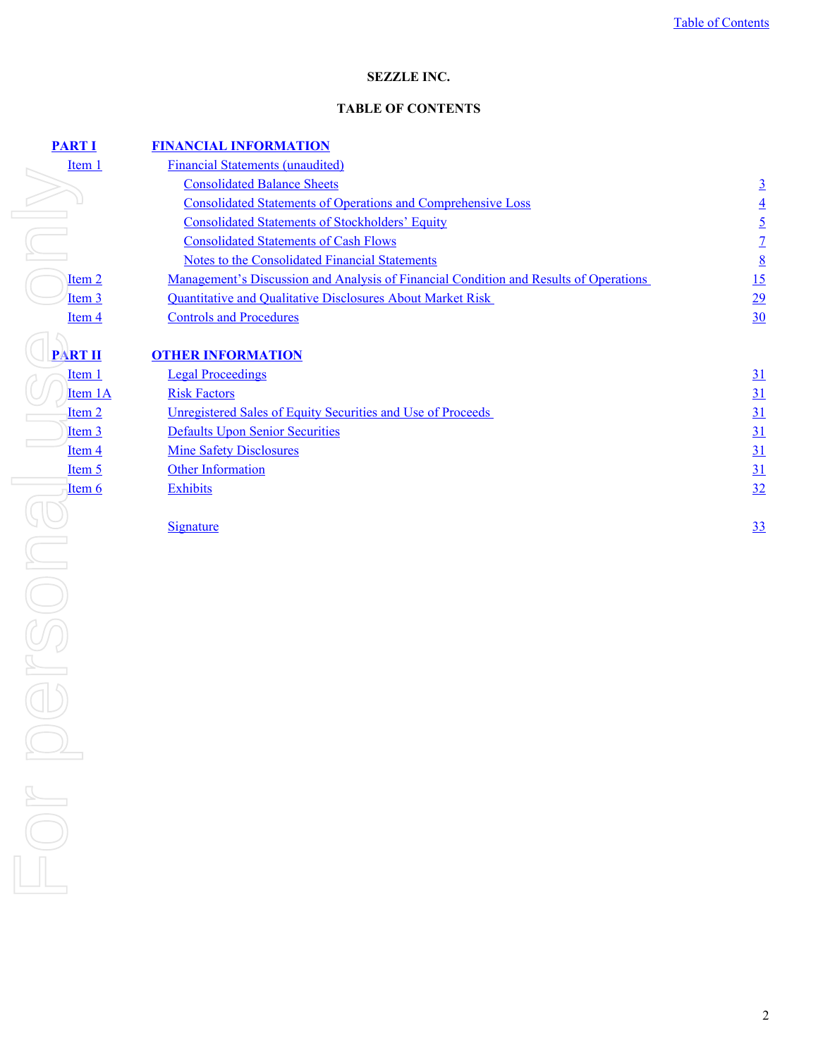**SEZZLE INC.**

**TABLE OF CONTENTS**

| | | |
|---|---|---|
| **PART I** | **FINANCIAL INFORMATION** | |
| Item 1 | Financial Statements (unaudited) | |
| | Consolidated Balance Sheets | 3 |
| | Consolidated Statements of Operations and Comprehensive Loss | 4 |
| | Consolidated Statements of Stockholders' Equity | 5 |
| | Consolidated Statements of Cash Flows | 7 |
| | Notes to the Consolidated Financial Statements | 8 |
| Item 2 | Management's Discussion and Analysis of Financial Condition and Results of Operations | 15 |
| Item 3 | Quantitative and Qualitative Disclosures About Market Risk | 29 |
| Item 4 | Controls and Procedures | 30 |
| **PART II** | **OTHER INFORMATION** | |
| Item 1 | Legal Proceedings | 31 |
| Item 1A | Risk Factors | 31 |
| Item 2 | Unregistered Sales of Equity Securities and Use of Proceeds | 31 |
| Item 3 | Defaults Upon Senior Securities | 31 |
| Item 4 | Mine Safety Disclosures | 31 |
| Item 5 | Other Information | 31 |
| Item 6 | Exhibits | 32 |
| | Signature | 33 |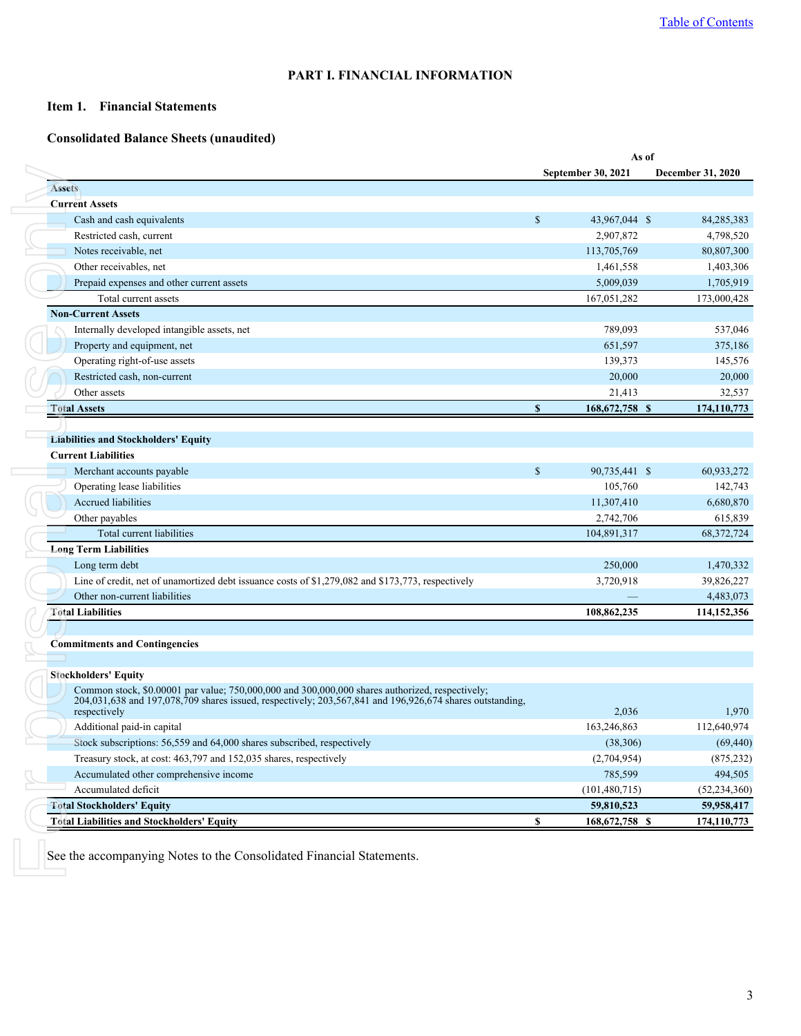# PART I. FINANCIAL INFORMATION

## Item 1. Financial Statements

### Consolidated Balance Sheets (unaudited)

| | As of | |
|---|---|---|
| | September 30, 2021 | December 31, 2020 |
| **Assets** | | |
| **Current Assets** | | |
| Cash and cash equivalents | $ 43,967,044 | $ 84,285,383 |
| Restricted cash, current | 2,907,872 | 4,798,520 |
| Notes receivable, net | 113,705,769 | 80,807,300 |
| Other receivables, net | 1,461,558 | 1,403,306 |
| Prepaid expenses and other current assets | 5,009,039 | 1,705,919 |
| Total current assets | 167,051,282 | 173,000,428 |
| **Non-Current Assets** | | |
| Internally developed intangible assets, net | 789,093 | 537,046 |
| Property and equipment, net | 651,597 | 375,186 |
| Operating right-of-use assets | 139,373 | 145,576 |
| Restricted cash, non-current | 20,000 | 20,000 |
| Other assets | 21,413 | 32,537 |
| **Total Assets** | **$ 168,672,758** | **$ 174,110,773** |
| | | |
| **Liabilities and Stockholders' Equity** | | |
| **Current Liabilities** | | |
| Merchant accounts payable | $ 90,735,441 | $ 60,933,272 |
| Operating lease liabilities | 105,760 | 142,743 |
| Accrued liabilities | 11,307,410 | 6,680,870 |
| Other payables | 2,742,706 | 615,839 |
| Total current liabilities | 104,891,317 | 68,372,724 |
| **Long Term Liabilities** | | |
| Long term debt | 250,000 | 1,470,332 |
| Line of credit, net of unamortized debt issuance costs of $1,279,082 and $173,773, respectively | 3,720,918 | 39,826,227 |
| Other non-current liabilities | — | 4,483,073 |
| **Total Liabilities** | **108,862,235** | **114,152,356** |
| | | |
| **Commitments and Contingencies** | | |
| | | |
| **Stockholders' Equity** | | |
| Common stock, $0.00001 par value; 750,000,000 and 300,000,000 shares authorized, respectively; 204,031,638 and 197,078,709 shares issued, respectively; 203,567,841 and 196,926,674 shares outstanding, respectively | 2,036 | 1,970 |
| Additional paid-in capital | 163,246,863 | 112,640,974 |
| Stock subscriptions: 56,559 and 64,000 shares subscribed, respectively | (38,306) | (69,440) |
| Treasury stock, at cost: 463,797 and 152,035 shares, respectively | (2,704,954) | (875,232) |
| Accumulated other comprehensive income | 785,599 | 494,505 |
| Accumulated deficit | (101,480,715) | (52,234,360) |
| **Total Stockholders' Equity** | **59,810,523** | **59,958,417** |
| **Total Liabilities and Stockholders' Equity** | **$ 168,672,758** | **$ 174,110,773** |

See the accompanying Notes to the Consolidated Financial Statements.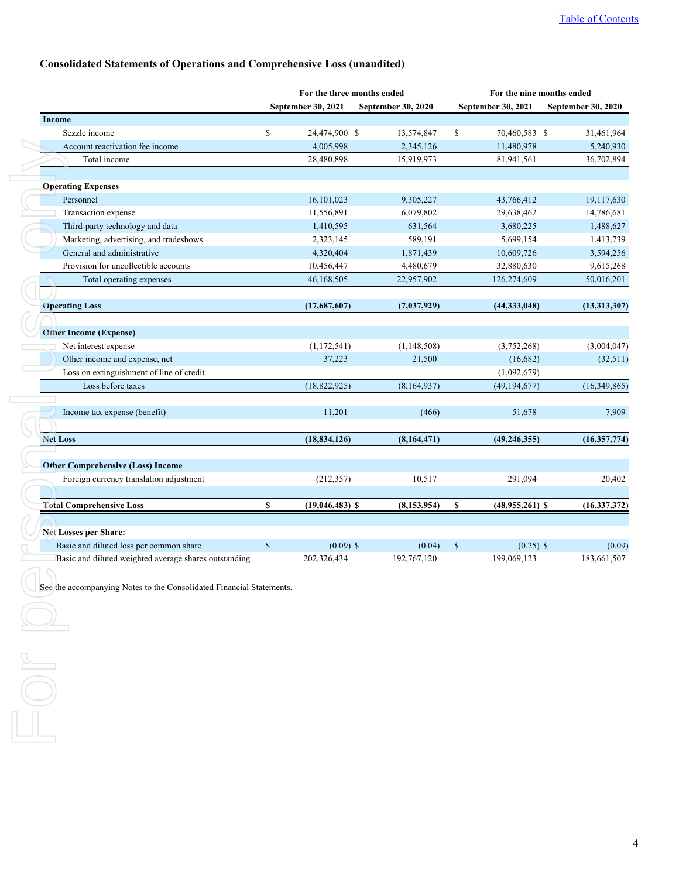### Consolidated Statements of Operations and Comprehensive Loss (unaudited)

| | For the three months ended | | For the nine months ended | |
|---|---|---|---|---|
| | September 30, 2021 | September 30, 2020 | September 30, 2021 | September 30, 2020 |
| **Income** | | | | |
| Sezzle income | $ 24,474,900 | $ 13,574,847 | $ 70,460,583 | $ 31,461,964 |
| Account reactivation fee income | 4,005,998 | 2,345,126 | 11,480,978 | 5,240,930 |
| Total income | 28,480,898 | 15,919,973 | 81,941,561 | 36,702,894 |
| | | | | |
| **Operating Expenses** | | | | |
| Personnel | 16,101,023 | 9,305,227 | 43,766,412 | 19,117,630 |
| Transaction expense | 11,556,891 | 6,079,802 | 29,638,462 | 14,786,681 |
| Third-party technology and data | 1,410,595 | 631,564 | 3,680,225 | 1,488,627 |
| Marketing, advertising, and tradeshows | 2,323,145 | 589,191 | 5,699,154 | 1,413,739 |
| General and administrative | 4,320,404 | 1,871,439 | 10,609,726 | 3,594,256 |
| Provision for uncollectible accounts | 10,456,447 | 4,480,679 | 32,880,630 | 9,615,268 |
| Total operating expenses | 46,168,505 | 22,957,902 | 126,274,609 | 50,016,201 |
| | | | | |
| **Operating Loss** | **(17,687,607)** | **(7,037,929)** | **(44,333,048)** | **(13,313,307)** |
| | | | | |
| **Other Income (Expense)** | | | | |
| Net interest expense | (1,172,541) | (1,148,508) | (3,752,268) | (3,004,047) |
| Other income and expense, net | 37,223 | 21,500 | (16,682) | (32,511) |
| Loss on extinguishment of line of credit | — | — | (1,092,679) | — |
| Loss before taxes | (18,822,925) | (8,164,937) | (49,194,677) | (16,349,865) |
| | | | | |
| Income tax expense (benefit) | 11,201 | (466) | 51,678 | 7,909 |
| | | | | |
| **Net Loss** | **(18,834,126)** | **(8,164,471)** | **(49,246,355)** | **(16,357,774)** |
| | | | | |
| **Other Comprehensive (Loss) Income** | | | | |
| Foreign currency translation adjustment | (212,357) | 10,517 | 291,094 | 20,402 |
| | | | | |
| **Total Comprehensive Loss** | **$ (19,046,483)** | **$ (8,153,954)** | **$ (48,955,261)** | **$ (16,337,372)** |
| | | | | |
| **Net Losses per Share:** | | | | |
| Basic and diluted loss per common share | $ (0.09) | $ (0.04) | $ (0.25) | $ (0.09) |
| Basic and diluted weighted average shares outstanding | 202,326,434 | 192,767,120 | 199,069,123 | 183,661,507 |

See the accompanying Notes to the Consolidated Financial Statements.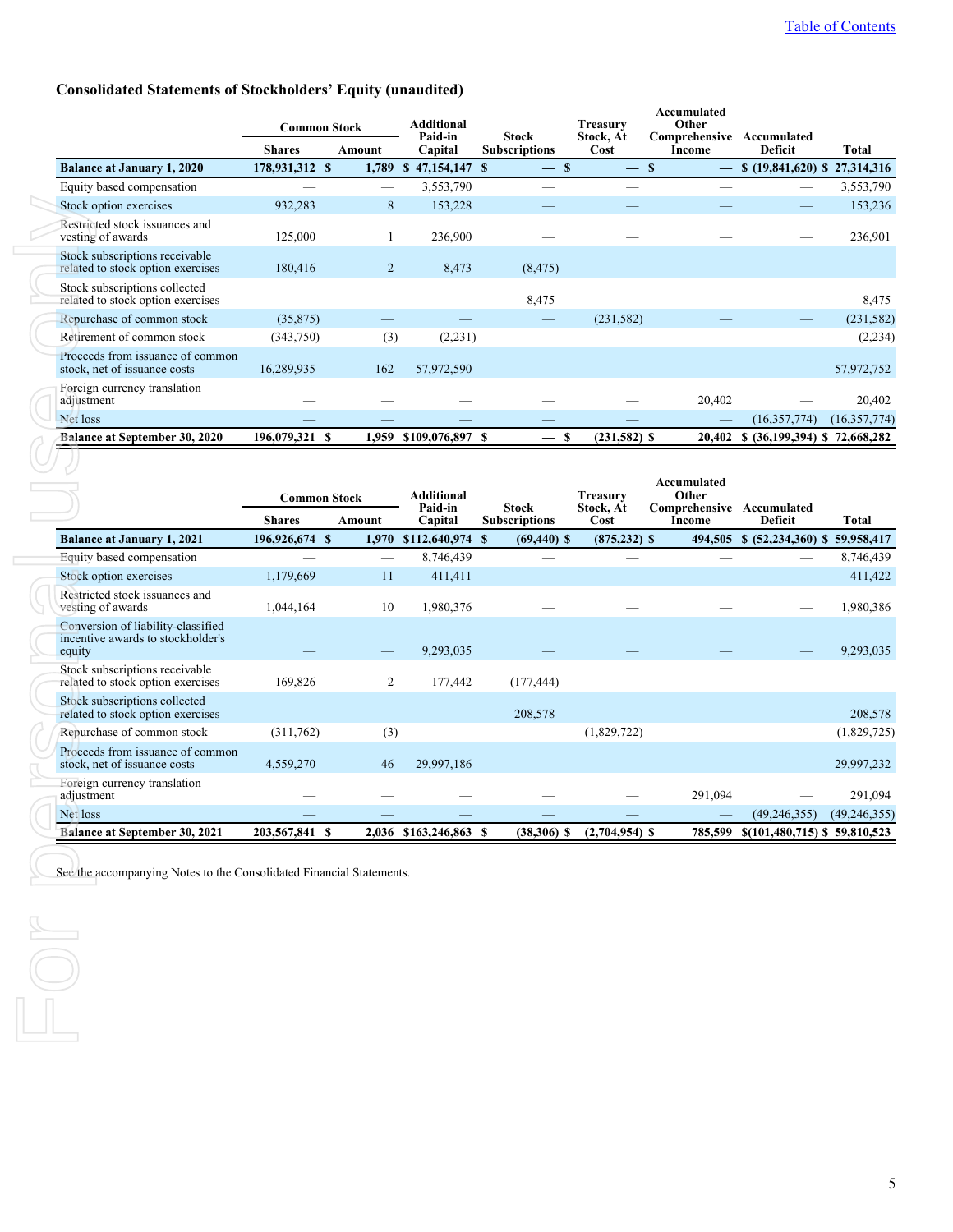## Consolidated Statements of Stockholders' Equity (unaudited)

| | Common Stock | | Additional Paid-in Capital | Stock Subscriptions | Treasury Stock, At Cost | Accumulated Other Comprehensive Income | Accumulated Deficit | Total |
|---|---|---|---|---|---|---|---|---|
| | Shares | Amount | | | | | | |
| **Balance at January 1, 2020** | **178,931,312** | **$ 1,789** | **$ 47,154,147** | **$ —** | **$ —** | **$ —** | **$ (19,841,620)** | **$ 27,314,316** |
| Equity based compensation | — | — | 3,553,790 | — | — | — | — | 3,553,790 |
| Stock option exercises | 932,283 | 8 | 153,228 | — | — | — | — | 153,236 |
| Restricted stock issuances and vesting of awards | 125,000 | 1 | 236,900 | — | — | — | — | 236,901 |
| Stock subscriptions receivable related to stock option exercises | 180,416 | 2 | 8,473 | (8,475) | — | — | — | — |
| Stock subscriptions collected related to stock option exercises | — | — | — | 8,475 | — | — | — | 8,475 |
| Repurchase of common stock | (35,875) | — | — | — | (231,582) | — | — | (231,582) |
| Retirement of common stock | (343,750) | (3) | (2,231) | — | — | — | — | (2,234) |
| Proceeds from issuance of common stock, net of issuance costs | 16,289,935 | 162 | 57,972,590 | — | — | — | — | 57,972,752 |
| Foreign currency translation adjustment | — | — | — | — | — | 20,402 | — | 20,402 |
| Net loss | — | — | — | — | — | — | (16,357,774) | (16,357,774) |
| **Balance at September 30, 2020** | **196,079,321** | **$ 1,959** | **$109,076,897** | **$ —** | **$ (231,582)** | **$ 20,402** | **$ (36,199,394)** | **$ 72,668,282** |

| | Common Stock | | Additional Paid-in Capital | Stock Subscriptions | Treasury Stock, At Cost | Accumulated Other Comprehensive Income | Accumulated Deficit | Total |
|---|---|---|---|---|---|---|---|---|
| | Shares | Amount | | | | | | |
| **Balance at January 1, 2021** | **196,926,674** | **$ 1,970** | **$112,640,974** | **$ (69,440)** | **$ (875,232)** | **$ 494,505** | **$ (52,234,360)** | **$ 59,958,417** |
| Equity based compensation | — | — | 8,746,439 | — | — | — | — | 8,746,439 |
| Stock option exercises | 1,179,669 | 11 | 411,411 | — | — | — | — | 411,422 |
| Restricted stock issuances and vesting of awards | 1,044,164 | 10 | 1,980,376 | — | — | — | — | 1,980,386 |
| Conversion of liability-classified incentive awards to stockholder's equity | — | — | 9,293,035 | — | — | — | — | 9,293,035 |
| Stock subscriptions receivable related to stock option exercises | 169,826 | 2 | 177,442 | (177,444) | — | — | — | — |
| Stock subscriptions collected related to stock option exercises | — | — | — | 208,578 | — | — | — | 208,578 |
| Repurchase of common stock | (311,762) | (3) | — | — | (1,829,722) | — | — | (1,829,725) |
| Proceeds from issuance of common stock, net of issuance costs | 4,559,270 | 46 | 29,997,186 | — | — | — | — | 29,997,232 |
| Foreign currency translation adjustment | — | — | — | — | — | 291,094 | — | 291,094 |
| Net loss | — | — | — | — | — | — | (49,246,355) | (49,246,355) |
| **Balance at September 30, 2021** | **203,567,841** | **$ 2,036** | **$163,246,863** | **$ (38,306)** | **$ (2,704,954)** | **$ 785,599** | **$(101,480,715)** | **$ 59,810,523** |

See the accompanying Notes to the Consolidated Financial Statements.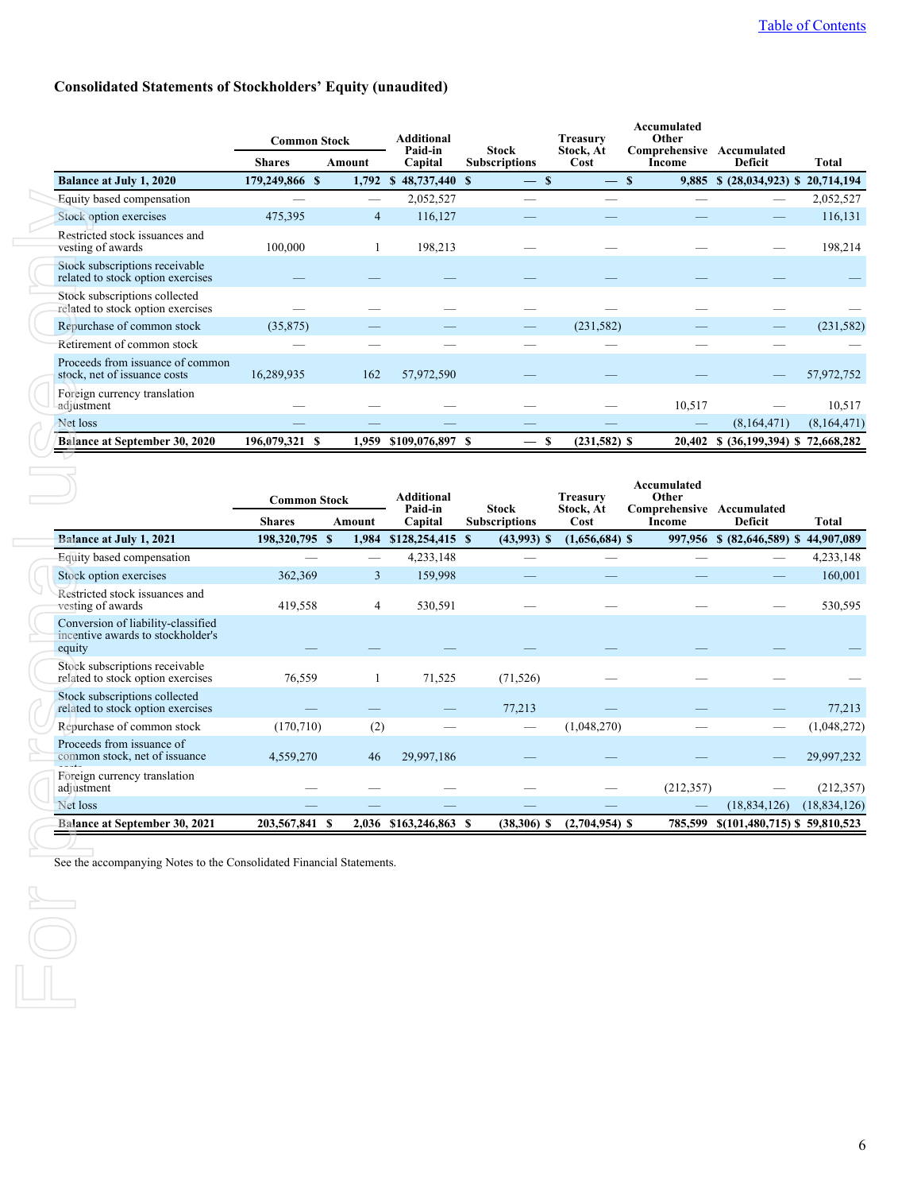## Consolidated Statements of Stockholders' Equity (unaudited)

| | Common Stock | | Additional Paid-in Capital | Stock Subscriptions | Treasury Stock, At Cost | Accumulated Other Comprehensive Income | Accumulated Deficit | Total |
|---|---|---|---|---|---|---|---|---|
| | Shares | Amount | | | | | | |
| **Balance at July 1, 2020** | **179,249,866** | **$ 1,792** | **$ 48,737,440** | **$ —** | **$ —** | **$ 9,885** | **$ (28,034,923)** | **$ 20,714,194** |
| Equity based compensation | — | — | 2,052,527 | — | — | — | — | 2,052,527 |
| Stock option exercises | 475,395 | 4 | 116,127 | — | — | — | — | 116,131 |
| Restricted stock issuances and vesting of awards | 100,000 | 1 | 198,213 | — | — | — | — | 198,214 |
| Stock subscriptions receivable related to stock option exercises | — | — | — | — | — | — | — | — |
| Stock subscriptions collected related to stock option exercises | — | — | — | — | — | — | — | — |
| Repurchase of common stock | (35,875) | — | — | — | (231,582) | — | — | (231,582) |
| Retirement of common stock | — | — | — | — | — | — | — | — |
| Proceeds from issuance of common stock, net of issuance costs | 16,289,935 | 162 | 57,972,590 | — | — | — | — | 57,972,752 |
| Foreign currency translation adjustment | — | — | — | — | — | 10,517 | — | 10,517 |
| Net loss | — | — | — | — | — | — | (8,164,471) | (8,164,471) |
| **Balance at September 30, 2020** | **196,079,321** | **$ 1,959** | **$109,076,897** | **$ —** | **$ (231,582)** | **$ 20,402** | **$ (36,199,394)** | **$ 72,668,282** |

| | Common Stock | | Additional Paid-in Capital | Stock Subscriptions | Treasury Stock, At Cost | Accumulated Other Comprehensive Income | Accumulated Deficit | Total |
|---|---|---|---|---|---|---|---|---|
| | Shares | Amount | | | | | | |
| **Balance at July 1, 2021** | **198,320,795** | **$ 1,984** | **$128,254,415** | **$ (43,993)** | **$ (1,656,684)** | **$ 997,956** | **$ (82,646,589)** | **$ 44,907,089** |
| Equity based compensation | — | — | 4,233,148 | — | — | — | — | 4,233,148 |
| Stock option exercises | 362,369 | 3 | 159,998 | — | — | — | — | 160,001 |
| Restricted stock issuances and vesting of awards | 419,558 | 4 | 530,591 | — | — | — | — | 530,595 |
| Conversion of liability-classified incentive awards to stockholder's equity | — | — | — | — | — | — | — | — |
| Stock subscriptions receivable related to stock option exercises | 76,559 | 1 | 71,525 | (71,526) | — | — | — | — |
| Stock subscriptions collected related to stock option exercises | — | — | — | 77,213 | — | — | — | 77,213 |
| Repurchase of common stock | (170,710) | (2) | — | — | (1,048,270) | — | — | (1,048,272) |
| Proceeds from issuance of common stock, net of issuance costs | 4,559,270 | 46 | 29,997,186 | — | — | — | — | 29,997,232 |
| Foreign currency translation adjustment | — | — | — | — | — | (212,357) | — | (212,357) |
| Net loss | — | — | — | — | — | — | (18,834,126) | (18,834,126) |
| **Balance at September 30, 2021** | **203,567,841** | **$ 2,036** | **$163,246,863** | **$ (38,306)** | **$ (2,704,954)** | **$ 785,599** | **$(101,480,715)** | **$ 59,810,523** |

See the accompanying Notes to the Consolidated Financial Statements.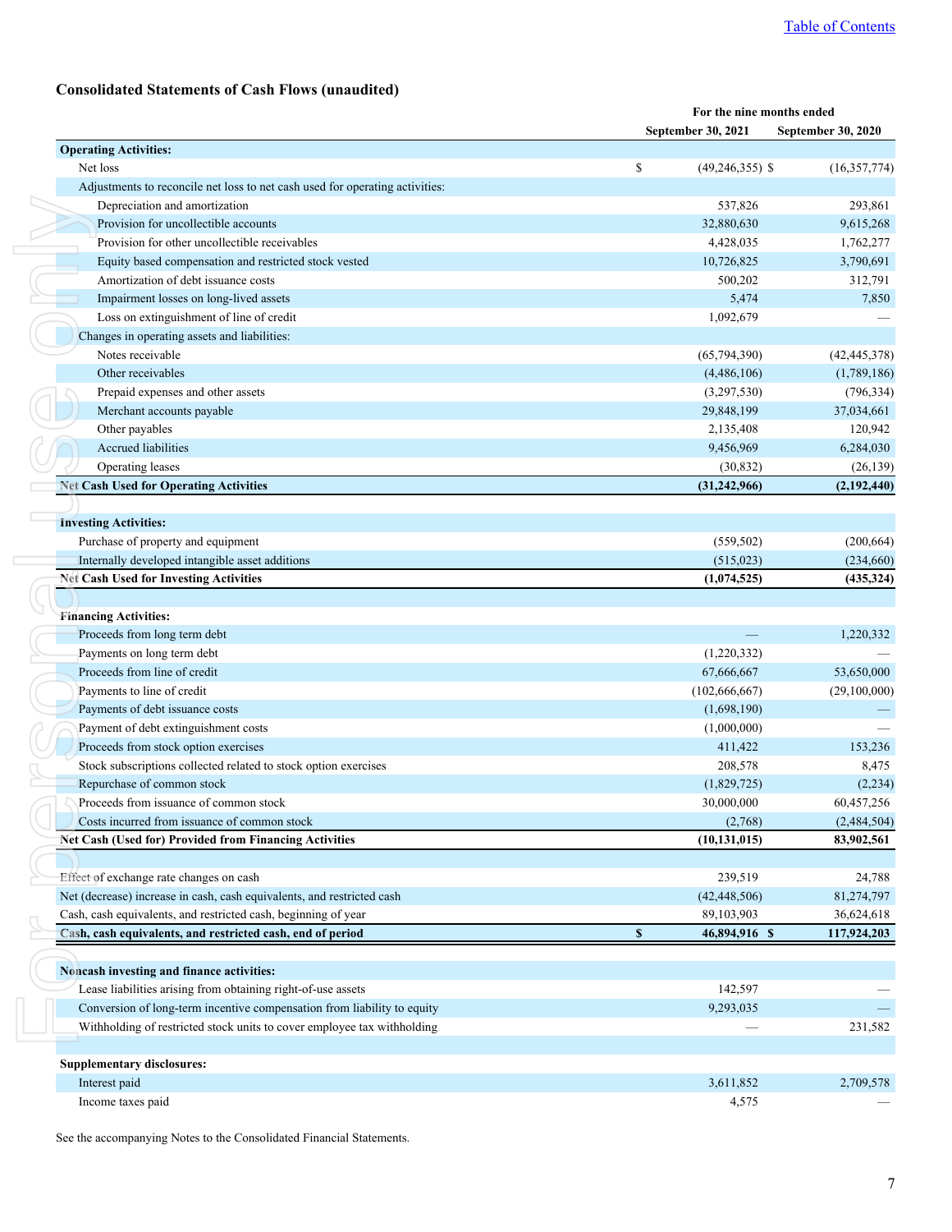## Consolidated Statements of Cash Flows (unaudited)

| | For the nine months ended | |
|---|---|---|
| | September 30, 2021 | September 30, 2020 |
| **Operating Activities:** | | |
| Net loss | $ (49,246,355) | $ (16,357,774) |
| Adjustments to reconcile net loss to net cash used for operating activities: | | |
| Depreciation and amortization | 537,826 | 293,861 |
| Provision for uncollectible accounts | 32,880,630 | 9,615,268 |
| Provision for other uncollectible receivables | 4,428,035 | 1,762,277 |
| Equity based compensation and restricted stock vested | 10,726,825 | 3,790,691 |
| Amortization of debt issuance costs | 500,202 | 312,791 |
| Impairment losses on long-lived assets | 5,474 | 7,850 |
| Loss on extinguishment of line of credit | 1,092,679 | — |
| Changes in operating assets and liabilities: | | |
| Notes receivable | (65,794,390) | (42,445,378) |
| Other receivables | (4,486,106) | (1,789,186) |
| Prepaid expenses and other assets | (3,297,530) | (796,334) |
| Merchant accounts payable | 29,848,199 | 37,034,661 |
| Other payables | 2,135,408 | 120,942 |
| Accrued liabilities | 9,456,969 | 6,284,030 |
| Operating leases | (30,832) | (26,139) |
| **Net Cash Used for Operating Activities** | **(31,242,966)** | **(2,192,440)** |
| **Investing Activities:** | | |
| Purchase of property and equipment | (559,502) | (200,664) |
| Internally developed intangible asset additions | (515,023) | (234,660) |
| **Net Cash Used for Investing Activities** | **(1,074,525)** | **(435,324)** |
| **Financing Activities:** | | |
| Proceeds from long term debt | — | 1,220,332 |
| Payments on long term debt | (1,220,332) | — |
| Proceeds from line of credit | 67,666,667 | 53,650,000 |
| Payments to line of credit | (102,666,667) | (29,100,000) |
| Payments of debt issuance costs | (1,698,190) | — |
| Payment of debt extinguishment costs | (1,000,000) | — |
| Proceeds from stock option exercises | 411,422 | 153,236 |
| Stock subscriptions collected related to stock option exercises | 208,578 | 8,475 |
| Repurchase of common stock | (1,829,725) | (2,234) |
| Proceeds from issuance of common stock | 30,000,000 | 60,457,256 |
| Costs incurred from issuance of common stock | (2,768) | (2,484,504) |
| **Net Cash (Used for) Provided from Financing Activities** | **(10,131,015)** | **83,902,561** |
| Effect of exchange rate changes on cash | 239,519 | 24,788 |
| Net (decrease) increase in cash, cash equivalents, and restricted cash | (42,448,506) | 81,274,797 |
| Cash, cash equivalents, and restricted cash, beginning of year | 89,103,903 | 36,624,618 |
| **Cash, cash equivalents, and restricted cash, end of period** | **$ 46,894,916** | **$ 117,924,203** |
| **Noncash investing and finance activities:** | | |
| Lease liabilities arising from obtaining right-of-use assets | 142,597 | — |
| Conversion of long-term incentive compensation from liability to equity | 9,293,035 | — |
| Withholding of restricted stock units to cover employee tax withholding | — | 231,582 |
| **Supplementary disclosures:** | | |
| Interest paid | 3,611,852 | 2,709,578 |
| Income taxes paid | 4,575 | — |

See the accompanying Notes to the Consolidated Financial Statements.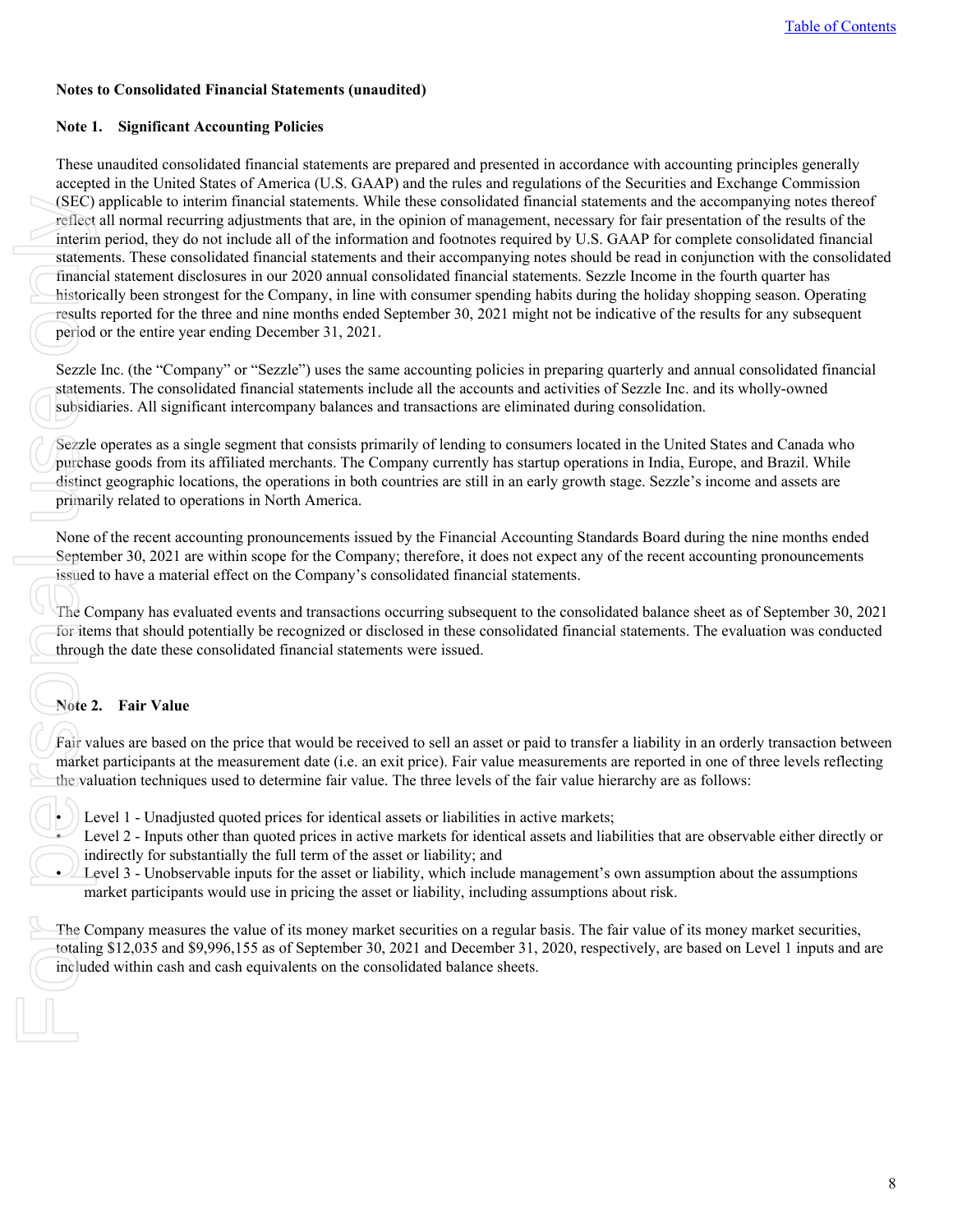### Notes to Consolidated Financial Statements (unaudited)

#### Note 1. Significant Accounting Policies

These unaudited consolidated financial statements are prepared and presented in accordance with accounting principles generally accepted in the United States of America (U.S. GAAP) and the rules and regulations of the Securities and Exchange Commission (SEC) applicable to interim financial statements. While these consolidated financial statements and the accompanying notes thereof reflect all normal recurring adjustments that are, in the opinion of management, necessary for fair presentation of the results of the interim period, they do not include all of the information and footnotes required by U.S. GAAP for complete consolidated financial statements. These consolidated financial statements and their accompanying notes should be read in conjunction with the consolidated financial statement disclosures in our 2020 annual consolidated financial statements. Sezzle Income in the fourth quarter has historically been strongest for the Company, in line with consumer spending habits during the holiday shopping season. Operating results reported for the three and nine months ended September 30, 2021 might not be indicative of the results for any subsequent period or the entire year ending December 31, 2021.

Sezzle Inc. (the "Company" or "Sezzle") uses the same accounting policies in preparing quarterly and annual consolidated financial statements. The consolidated financial statements include all the accounts and activities of Sezzle Inc. and its wholly-owned subsidiaries. All significant intercompany balances and transactions are eliminated during consolidation.

Sezzle operates as a single segment that consists primarily of lending to consumers located in the United States and Canada who purchase goods from its affiliated merchants. The Company currently has startup operations in India, Europe, and Brazil. While distinct geographic locations, the operations in both countries are still in an early growth stage. Sezzle's income and assets are primarily related to operations in North America.

None of the recent accounting pronouncements issued by the Financial Accounting Standards Board during the nine months ended September 30, 2021 are within scope for the Company; therefore, it does not expect any of the recent accounting pronouncements issued to have a material effect on the Company's consolidated financial statements.

The Company has evaluated events and transactions occurring subsequent to the consolidated balance sheet as of September 30, 2021 for items that should potentially be recognized or disclosed in these consolidated financial statements. The evaluation was conducted through the date these consolidated financial statements were issued.

#### Note 2. Fair Value

Fair values are based on the price that would be received to sell an asset or paid to transfer a liability in an orderly transaction between market participants at the measurement date (i.e. an exit price). Fair value measurements are reported in one of three levels reflecting the valuation techniques used to determine fair value. The three levels of the fair value hierarchy are as follows:

- Level 1 - Unadjusted quoted prices for identical assets or liabilities in active markets;
- Level 2 - Inputs other than quoted prices in active markets for identical assets and liabilities that are observable either directly or indirectly for substantially the full term of the asset or liability; and
- Level 3 - Unobservable inputs for the asset or liability, which include management's own assumption about the assumptions market participants would use in pricing the asset or liability, including assumptions about risk.

The Company measures the value of its money market securities on a regular basis. The fair value of its money market securities, totaling $12,035 and $9,996,155 as of September 30, 2021 and December 31, 2020, respectively, are based on Level 1 inputs and are included within cash and cash equivalents on the consolidated balance sheets.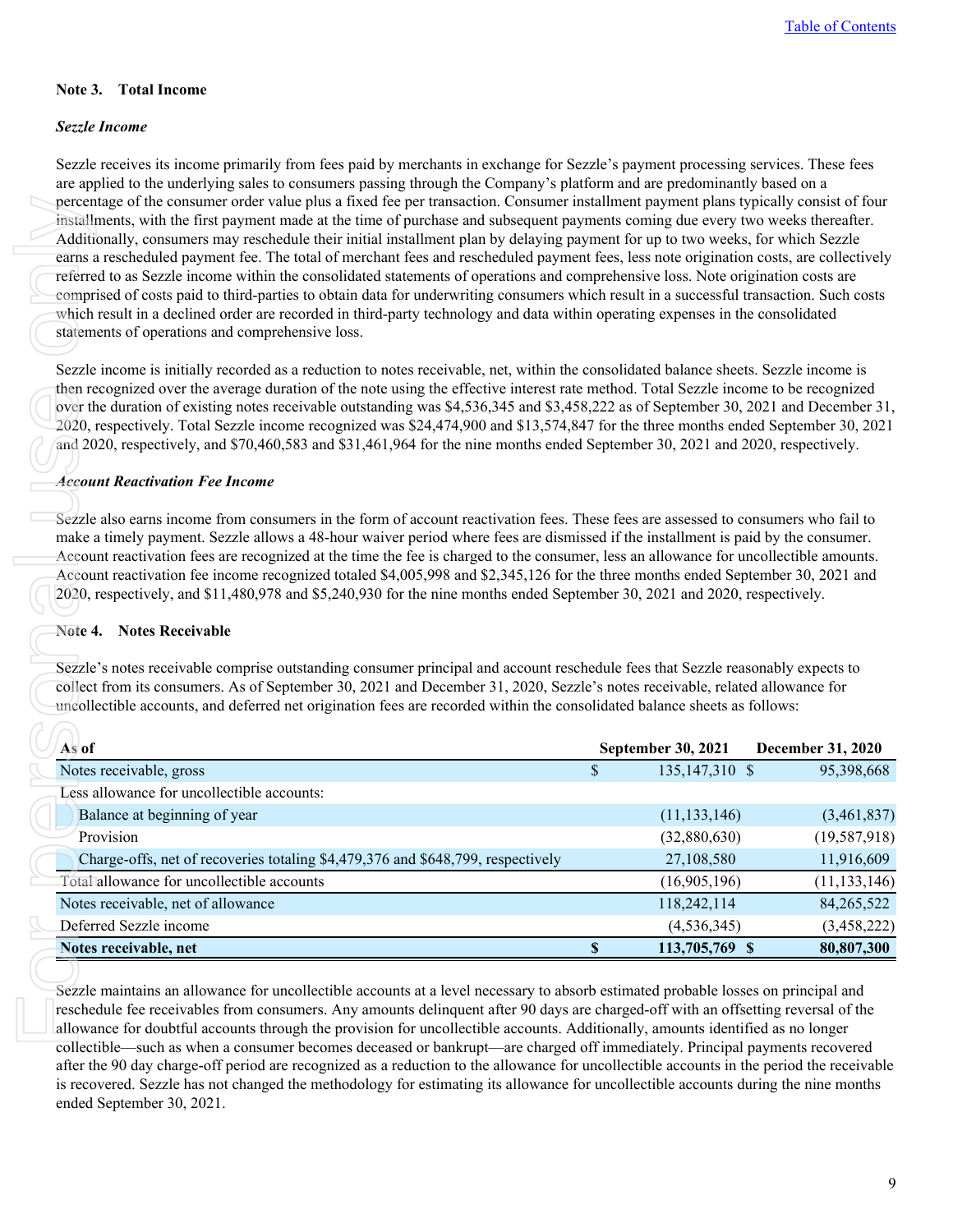## Note 3. Total Income

### *Sezzle Income*

Sezzle receives its income primarily from fees paid by merchants in exchange for Sezzle's payment processing services. These fees are applied to the underlying sales to consumers passing through the Company's platform and are predominantly based on a percentage of the consumer order value plus a fixed fee per transaction. Consumer installment payment plans typically consist of four installments, with the first payment made at the time of purchase and subsequent payments coming due every two weeks thereafter. Additionally, consumers may reschedule their initial installment plan by delaying payment for up to two weeks, for which Sezzle earns a rescheduled payment fee. The total of merchant fees and rescheduled payment fees, less note origination costs, are collectively referred to as Sezzle income within the consolidated statements of operations and comprehensive loss. Note origination costs are comprised of costs paid to third-parties to obtain data for underwriting consumers which result in a successful transaction. Such costs which result in a declined order are recorded in third-party technology and data within operating expenses in the consolidated statements of operations and comprehensive loss.

Sezzle income is initially recorded as a reduction to notes receivable, net, within the consolidated balance sheets. Sezzle income is then recognized over the average duration of the note using the effective interest rate method. Total Sezzle income to be recognized over the duration of existing notes receivable outstanding was $4,536,345 and $3,458,222 as of September 30, 2021 and December 31, 2020, respectively. Total Sezzle income recognized was $24,474,900 and $13,574,847 for the three months ended September 30, 2021 and 2020, respectively, and $70,460,583 and $31,461,964 for the nine months ended September 30, 2021 and 2020, respectively.

### *Account Reactivation Fee Income*

Sezzle also earns income from consumers in the form of account reactivation fees. These fees are assessed to consumers who fail to make a timely payment. Sezzle allows a 48-hour waiver period where fees are dismissed if the installment is paid by the consumer. Account reactivation fees are recognized at the time the fee is charged to the consumer, less an allowance for uncollectible amounts. Account reactivation fee income recognized totaled $4,005,998 and $2,345,126 for the three months ended September 30, 2021 and 2020, respectively, and $11,480,978 and $5,240,930 for the nine months ended September 30, 2021 and 2020, respectively.

## Note 4. Notes Receivable

Sezzle's notes receivable comprise outstanding consumer principal and account reschedule fees that Sezzle reasonably expects to collect from its consumers. As of September 30, 2021 and December 31, 2020, Sezzle's notes receivable, related allowance for uncollectible accounts, and deferred net origination fees are recorded within the consolidated balance sheets as follows:

| As of | September 30, 2021 | December 31, 2020 |
|---|---|---|
| Notes receivable, gross | $ 135,147,310 | $ 95,398,668 |
| Less allowance for uncollectible accounts: | | |
| Balance at beginning of year | (11,133,146) | (3,461,837) |
| Provision | (32,880,630) | (19,587,918) |
| Charge-offs, net of recoveries totaling $4,479,376 and $648,799, respectively | 27,108,580 | 11,916,609 |
| Total allowance for uncollectible accounts | (16,905,196) | (11,133,146) |
| Notes receivable, net of allowance | 118,242,114 | 84,265,522 |
| Deferred Sezzle income | (4,536,345) | (3,458,222) |
| **Notes receivable, net** | **$ 113,705,769** | **$ 80,807,300** |

Sezzle maintains an allowance for uncollectible accounts at a level necessary to absorb estimated probable losses on principal and reschedule fee receivables from consumers. Any amounts delinquent after 90 days are charged-off with an offsetting reversal of the allowance for doubtful accounts through the provision for uncollectible accounts. Additionally, amounts identified as no longer collectible—such as when a consumer becomes deceased or bankrupt—are charged off immediately. Principal payments recovered after the 90 day charge-off period are recognized as a reduction to the allowance for uncollectible accounts in the period the receivable is recovered. Sezzle has not changed the methodology for estimating its allowance for uncollectible accounts during the nine months ended September 30, 2021.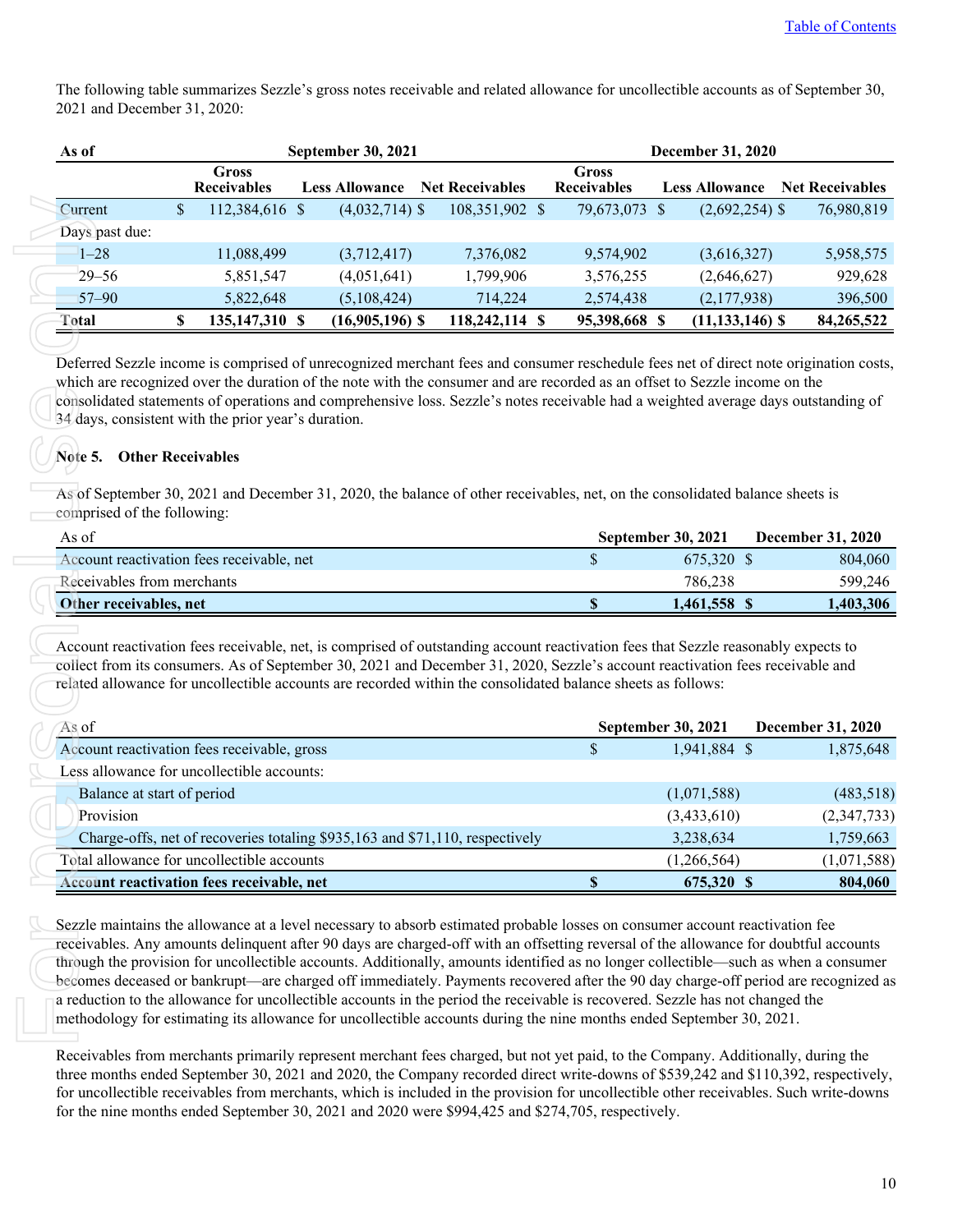The following table summarizes Sezzle's gross notes receivable and related allowance for uncollectible accounts as of September 30, 2021 and December 31, 2020:

| As of | September 30, 2021 | | | December 31, 2020 | | |
|---|---|---|---|---|---|---|
| | Gross Receivables | Less Allowance | Net Receivables | Gross Receivables | Less Allowance | Net Receivables |
| Current | $ 112,384,616 | $ (4,032,714) | $ 108,351,902 | $ 79,673,073 | $ (2,692,254) | $ 76,980,819 |
| Days past due: | | | | | | |
| 1–28 | 11,088,499 | (3,712,417) | 7,376,082 | 9,574,902 | (3,616,327) | 5,958,575 |
| 29–56 | 5,851,547 | (4,051,641) | 1,799,906 | 3,576,255 | (2,646,627) | 929,628 |
| 57–90 | 5,822,648 | (5,108,424) | 714,224 | 2,574,438 | (2,177,938) | 396,500 |
| **Total** | **$ 135,147,310** | **$ (16,905,196)** | **$ 118,242,114** | **$ 95,398,668** | **$ (11,133,146)** | **$ 84,265,522** |

Deferred Sezzle income is comprised of unrecognized merchant fees and consumer reschedule fees net of direct note origination costs, which are recognized over the duration of the note with the consumer and are recorded as an offset to Sezzle income on the consolidated statements of operations and comprehensive loss. Sezzle's notes receivable had a weighted average days outstanding of 34 days, consistent with the prior year's duration.

## Note 5. Other Receivables

As of September 30, 2021 and December 31, 2020, the balance of other receivables, net, on the consolidated balance sheets is comprised of the following:

| As of | September 30, 2021 | December 31, 2020 |
|---|---|---|
| Account reactivation fees receivable, net | $ 675,320 | $ 804,060 |
| Receivables from merchants | 786,238 | 599,246 |
| **Other receivables, net** | **$ 1,461,558** | **$ 1,403,306** |

Account reactivation fees receivable, net, is comprised of outstanding account reactivation fees that Sezzle reasonably expects to collect from its consumers. As of September 30, 2021 and December 31, 2020, Sezzle's account reactivation fees receivable and related allowance for uncollectible accounts are recorded within the consolidated balance sheets as follows:

| As of | September 30, 2021 | December 31, 2020 |
|---|---|---|
| Account reactivation fees receivable, gross | $ 1,941,884 | $ 1,875,648 |
| Less allowance for uncollectible accounts: | | |
| Balance at start of period | (1,071,588) | (483,518) |
| Provision | (3,433,610) | (2,347,733) |
| Charge-offs, net of recoveries totaling $935,163 and $71,110, respectively | 3,238,634 | 1,759,663 |
| Total allowance for uncollectible accounts | (1,266,564) | (1,071,588) |
| **Account reactivation fees receivable, net** | **$ 675,320** | **$ 804,060** |

Sezzle maintains the allowance at a level necessary to absorb estimated probable losses on consumer account reactivation fee receivables. Any amounts delinquent after 90 days are charged-off with an offsetting reversal of the allowance for doubtful accounts through the provision for uncollectible accounts. Additionally, amounts identified as no longer collectible—such as when a consumer becomes deceased or bankrupt—are charged off immediately. Payments recovered after the 90 day charge-off period are recognized as a reduction to the allowance for uncollectible accounts in the period the receivable is recovered. Sezzle has not changed the methodology for estimating its allowance for uncollectible accounts during the nine months ended September 30, 2021.

Receivables from merchants primarily represent merchant fees charged, but not yet paid, to the Company. Additionally, during the three months ended September 30, 2021 and 2020, the Company recorded direct write-downs of $539,242 and $110,392, respectively, for uncollectible receivables from merchants, which is included in the provision for uncollectible other receivables. Such write-downs for the nine months ended September 30, 2021 and 2020 were $994,425 and $274,705, respectively.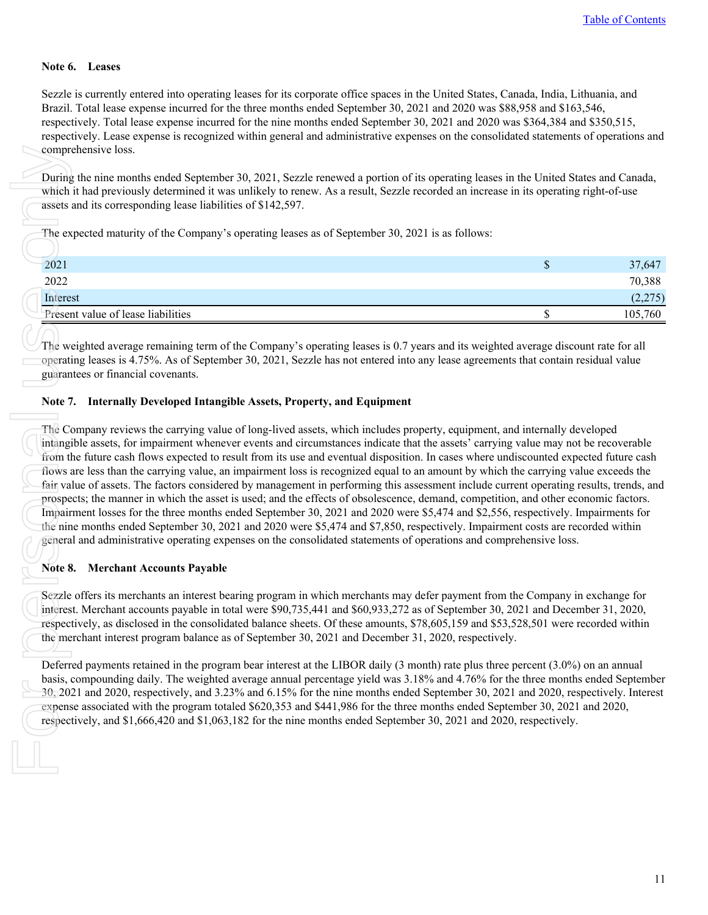### Note 6. Leases

Sezzle is currently entered into operating leases for its corporate office spaces in the United States, Canada, India, Lithuania, and Brazil. Total lease expense incurred for the three months ended September 30, 2021 and 2020 was $88,958 and $163,546, respectively. Total lease expense incurred for the nine months ended September 30, 2021 and 2020 was $364,384 and $350,515, respectively. Lease expense is recognized within general and administrative expenses on the consolidated statements of operations and comprehensive loss.

During the nine months ended September 30, 2021, Sezzle renewed a portion of its operating leases in the United States and Canada, which it had previously determined it was unlikely to renew. As a result, Sezzle recorded an increase in its operating right-of-use assets and its corresponding lease liabilities of $142,597.

The expected maturity of the Company's operating leases as of September 30, 2021 is as follows:

| | | |
|---|---|---|
| 2021 | $ | 37,647 |
| 2022 | | 70,388 |
| Interest | | (2,275) |
| Present value of lease liabilities | $ | 105,760 |

The weighted average remaining term of the Company's operating leases is 0.7 years and its weighted average discount rate for all operating leases is 4.75%. As of September 30, 2021, Sezzle has not entered into any lease agreements that contain residual value guarantees or financial covenants.

### Note 7. Internally Developed Intangible Assets, Property, and Equipment

The Company reviews the carrying value of long-lived assets, which includes property, equipment, and internally developed intangible assets, for impairment whenever events and circumstances indicate that the assets' carrying value may not be recoverable from the future cash flows expected to result from its use and eventual disposition. In cases where undiscounted expected future cash flows are less than the carrying value, an impairment loss is recognized equal to an amount by which the carrying value exceeds the fair value of assets. The factors considered by management in performing this assessment include current operating results, trends, and prospects; the manner in which the asset is used; and the effects of obsolescence, demand, competition, and other economic factors. Impairment losses for the three months ended September 30, 2021 and 2020 were $5,474 and $2,556, respectively. Impairments for the nine months ended September 30, 2021 and 2020 were $5,474 and $7,850, respectively. Impairment costs are recorded within general and administrative operating expenses on the consolidated statements of operations and comprehensive loss.

### Note 8. Merchant Accounts Payable

Sezzle offers its merchants an interest bearing program in which merchants may defer payment from the Company in exchange for interest. Merchant accounts payable in total were $90,735,441 and $60,933,272 as of September 30, 2021 and December 31, 2020, respectively, as disclosed in the consolidated balance sheets. Of these amounts, $78,605,159 and $53,528,501 were recorded within the merchant interest program balance as of September 30, 2021 and December 31, 2020, respectively.

Deferred payments retained in the program bear interest at the LIBOR daily (3 month) rate plus three percent (3.0%) on an annual basis, compounding daily. The weighted average annual percentage yield was 3.18% and 4.76% for the three months ended September 30, 2021 and 2020, respectively, and 3.23% and 6.15% for the nine months ended September 30, 2021 and 2020, respectively. Interest expense associated with the program totaled $620,353 and $441,986 for the three months ended September 30, 2021 and 2020, respectively, and $1,666,420 and $1,063,182 for the nine months ended September 30, 2021 and 2020, respectively.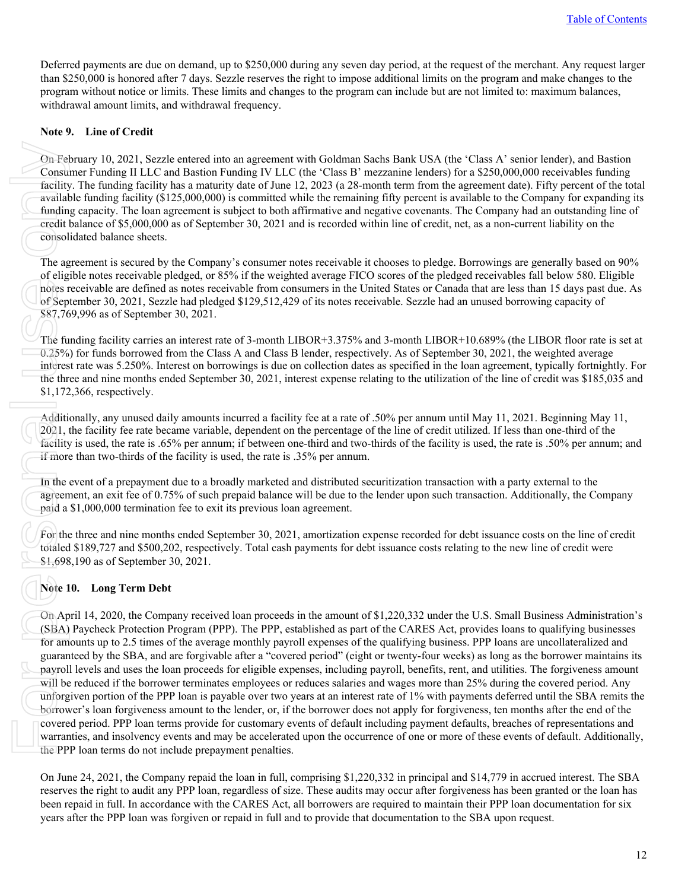Deferred payments are due on demand, up to $250,000 during any seven day period, at the request of the merchant. Any request larger than $250,000 is honored after 7 days. Sezzle reserves the right to impose additional limits on the program and make changes to the program without notice or limits. These limits and changes to the program can include but are not limited to: maximum balances, withdrawal amount limits, and withdrawal frequency.

**Note 9. Line of Credit**

On February 10, 2021, Sezzle entered into an agreement with Goldman Sachs Bank USA (the 'Class A' senior lender), and Bastion Consumer Funding II LLC and Bastion Funding IV LLC (the 'Class B' mezzanine lenders) for a $250,000,000 receivables funding facility. The funding facility has a maturity date of June 12, 2023 (a 28-month term from the agreement date). Fifty percent of the total available funding facility ($125,000,000) is committed while the remaining fifty percent is available to the Company for expanding its funding capacity. The loan agreement is subject to both affirmative and negative covenants. The Company had an outstanding line of credit balance of $5,000,000 as of September 30, 2021 and is recorded within line of credit, net, as a non-current liability on the consolidated balance sheets.

The agreement is secured by the Company's consumer notes receivable it chooses to pledge. Borrowings are generally based on 90% of eligible notes receivable pledged, or 85% if the weighted average FICO scores of the pledged receivables fall below 580. Eligible notes receivable are defined as notes receivable from consumers in the United States or Canada that are less than 15 days past due. As of September 30, 2021, Sezzle had pledged $129,512,429 of its notes receivable. Sezzle had an unused borrowing capacity of $87,769,996 as of September 30, 2021.

The funding facility carries an interest rate of 3-month LIBOR+3.375% and 3-month LIBOR+10.689% (the LIBOR floor rate is set at 0.25%) for funds borrowed from the Class A and Class B lender, respectively. As of September 30, 2021, the weighted average interest rate was 5.250%. Interest on borrowings is due on collection dates as specified in the loan agreement, typically fortnightly. For the three and nine months ended September 30, 2021, interest expense relating to the utilization of the line of credit was $185,035 and $1,172,366, respectively.

Additionally, any unused daily amounts incurred a facility fee at a rate of .50% per annum until May 11, 2021. Beginning May 11, 2021, the facility fee rate became variable, dependent on the percentage of the line of credit utilized. If less than one-third of the facility is used, the rate is .65% per annum; if between one-third and two-thirds of the facility is used, the rate is .50% per annum; and if more than two-thirds of the facility is used, the rate is .35% per annum.

In the event of a prepayment due to a broadly marketed and distributed securitization transaction with a party external to the agreement, an exit fee of 0.75% of such prepaid balance will be due to the lender upon such transaction. Additionally, the Company paid a $1,000,000 termination fee to exit its previous loan agreement.

For the three and nine months ended September 30, 2021, amortization expense recorded for debt issuance costs on the line of credit totaled $189,727 and $500,202, respectively. Total cash payments for debt issuance costs relating to the new line of credit were $1,698,190 as of September 30, 2021.

**Note 10. Long Term Debt**

On April 14, 2020, the Company received loan proceeds in the amount of $1,220,332 under the U.S. Small Business Administration's (SBA) Paycheck Protection Program (PPP). The PPP, established as part of the CARES Act, provides loans to qualifying businesses for amounts up to 2.5 times of the average monthly payroll expenses of the qualifying business. PPP loans are uncollateralized and guaranteed by the SBA, and are forgivable after a "covered period" (eight or twenty-four weeks) as long as the borrower maintains its payroll levels and uses the loan proceeds for eligible expenses, including payroll, benefits, rent, and utilities. The forgiveness amount will be reduced if the borrower terminates employees or reduces salaries and wages more than 25% during the covered period. Any unforgiven portion of the PPP loan is payable over two years at an interest rate of 1% with payments deferred until the SBA remits the borrower's loan forgiveness amount to the lender, or, if the borrower does not apply for forgiveness, ten months after the end of the covered period. PPP loan terms provide for customary events of default including payment defaults, breaches of representations and warranties, and insolvency events and may be accelerated upon the occurrence of one or more of these events of default. Additionally, the PPP loan terms do not include prepayment penalties.

On June 24, 2021, the Company repaid the loan in full, comprising $1,220,332 in principal and $14,779 in accrued interest. The SBA reserves the right to audit any PPP loan, regardless of size. These audits may occur after forgiveness has been granted or the loan has been repaid in full. In accordance with the CARES Act, all borrowers are required to maintain their PPP loan documentation for six years after the PPP loan was forgiven or repaid in full and to provide that documentation to the SBA upon request.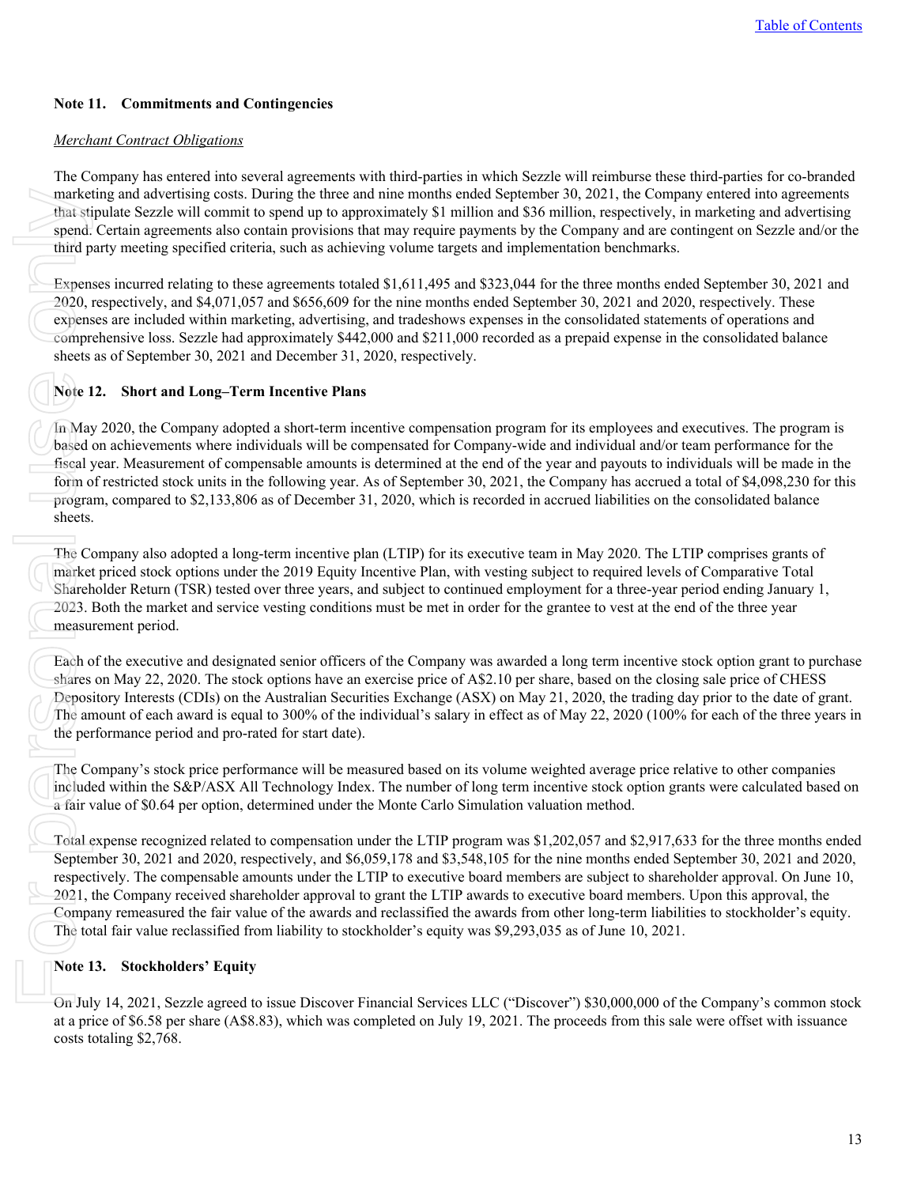## Note 11. Commitments and Contingencies

*Merchant Contract Obligations*

The Company has entered into several agreements with third-parties in which Sezzle will reimburse these third-parties for co-branded marketing and advertising costs. During the three and nine months ended September 30, 2021, the Company entered into agreements that stipulate Sezzle will commit to spend up to approximately $1 million and $36 million, respectively, in marketing and advertising spend. Certain agreements also contain provisions that may require payments by the Company and are contingent on Sezzle and/or the third party meeting specified criteria, such as achieving volume targets and implementation benchmarks.

Expenses incurred relating to these agreements totaled $1,611,495 and $323,044 for the three months ended September 30, 2021 and 2020, respectively, and $4,071,057 and $656,609 for the nine months ended September 30, 2021 and 2020, respectively. These expenses are included within marketing, advertising, and tradeshows expenses in the consolidated statements of operations and comprehensive loss. Sezzle had approximately $442,000 and $211,000 recorded as a prepaid expense in the consolidated balance sheets as of September 30, 2021 and December 31, 2020, respectively.

## Note 12. Short and Long–Term Incentive Plans

In May 2020, the Company adopted a short-term incentive compensation program for its employees and executives. The program is based on achievements where individuals will be compensated for Company-wide and individual and/or team performance for the fiscal year. Measurement of compensable amounts is determined at the end of the year and payouts to individuals will be made in the form of restricted stock units in the following year. As of September 30, 2021, the Company has accrued a total of $4,098,230 for this program, compared to $2,133,806 as of December 31, 2020, which is recorded in accrued liabilities on the consolidated balance sheets.

The Company also adopted a long-term incentive plan (LTIP) for its executive team in May 2020. The LTIP comprises grants of market priced stock options under the 2019 Equity Incentive Plan, with vesting subject to required levels of Comparative Total Shareholder Return (TSR) tested over three years, and subject to continued employment for a three-year period ending January 1, 2023. Both the market and service vesting conditions must be met in order for the grantee to vest at the end of the three year measurement period.

Each of the executive and designated senior officers of the Company was awarded a long term incentive stock option grant to purchase shares on May 22, 2020. The stock options have an exercise price of A$2.10 per share, based on the closing sale price of CHESS Depository Interests (CDIs) on the Australian Securities Exchange (ASX) on May 21, 2020, the trading day prior to the date of grant. The amount of each award is equal to 300% of the individual's salary in effect as of May 22, 2020 (100% for each of the three years in the performance period and pro-rated for start date).

The Company's stock price performance will be measured based on its volume weighted average price relative to other companies included within the S&P/ASX All Technology Index. The number of long term incentive stock option grants were calculated based on a fair value of $0.64 per option, determined under the Monte Carlo Simulation valuation method.

Total expense recognized related to compensation under the LTIP program was $1,202,057 and $2,917,633 for the three months ended September 30, 2021 and 2020, respectively, and $6,059,178 and $3,548,105 for the nine months ended September 30, 2021 and 2020, respectively. The compensable amounts under the LTIP to executive board members are subject to shareholder approval. On June 10, 2021, the Company received shareholder approval to grant the LTIP awards to executive board members. Upon this approval, the Company remeasured the fair value of the awards and reclassified the awards from other long-term liabilities to stockholder's equity. The total fair value reclassified from liability to stockholder's equity was $9,293,035 as of June 10, 2021.

## Note 13. Stockholders' Equity

On July 14, 2021, Sezzle agreed to issue Discover Financial Services LLC ("Discover") $30,000,000 of the Company's common stock at a price of $6.58 per share (A$8.83), which was completed on July 19, 2021. The proceeds from this sale were offset with issuance costs totaling $2,768.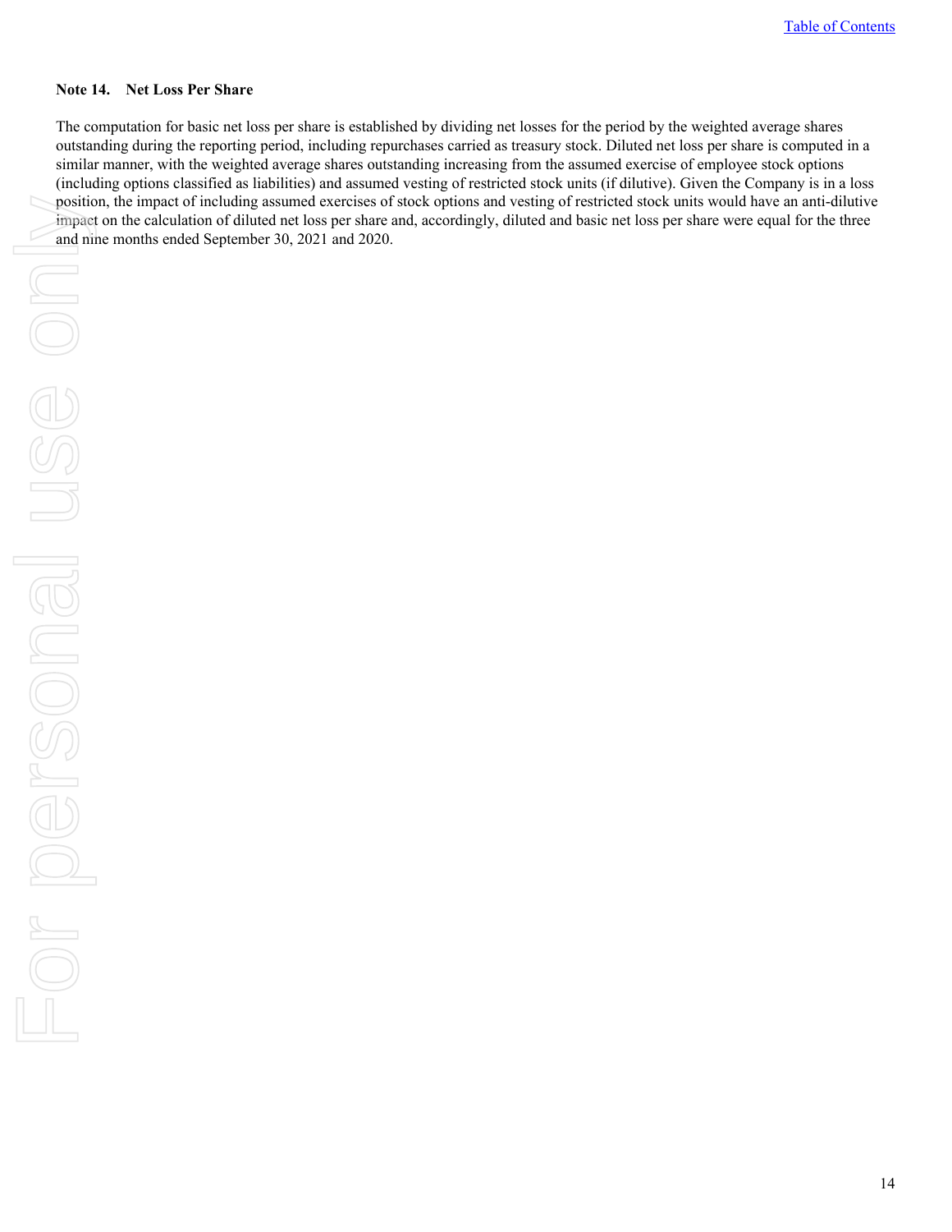### Note 14. Net Loss Per Share

The computation for basic net loss per share is established by dividing net losses for the period by the weighted average shares outstanding during the reporting period, including repurchases carried as treasury stock. Diluted net loss per share is computed in a similar manner, with the weighted average shares outstanding increasing from the assumed exercise of employee stock options (including options classified as liabilities) and assumed vesting of restricted stock units (if dilutive). Given the Company is in a loss position, the impact of including assumed exercises of stock options and vesting of restricted stock units would have an anti-dilutive impact on the calculation of diluted net loss per share and, accordingly, diluted and basic net loss per share were equal for the three and nine months ended September 30, 2021 and 2020.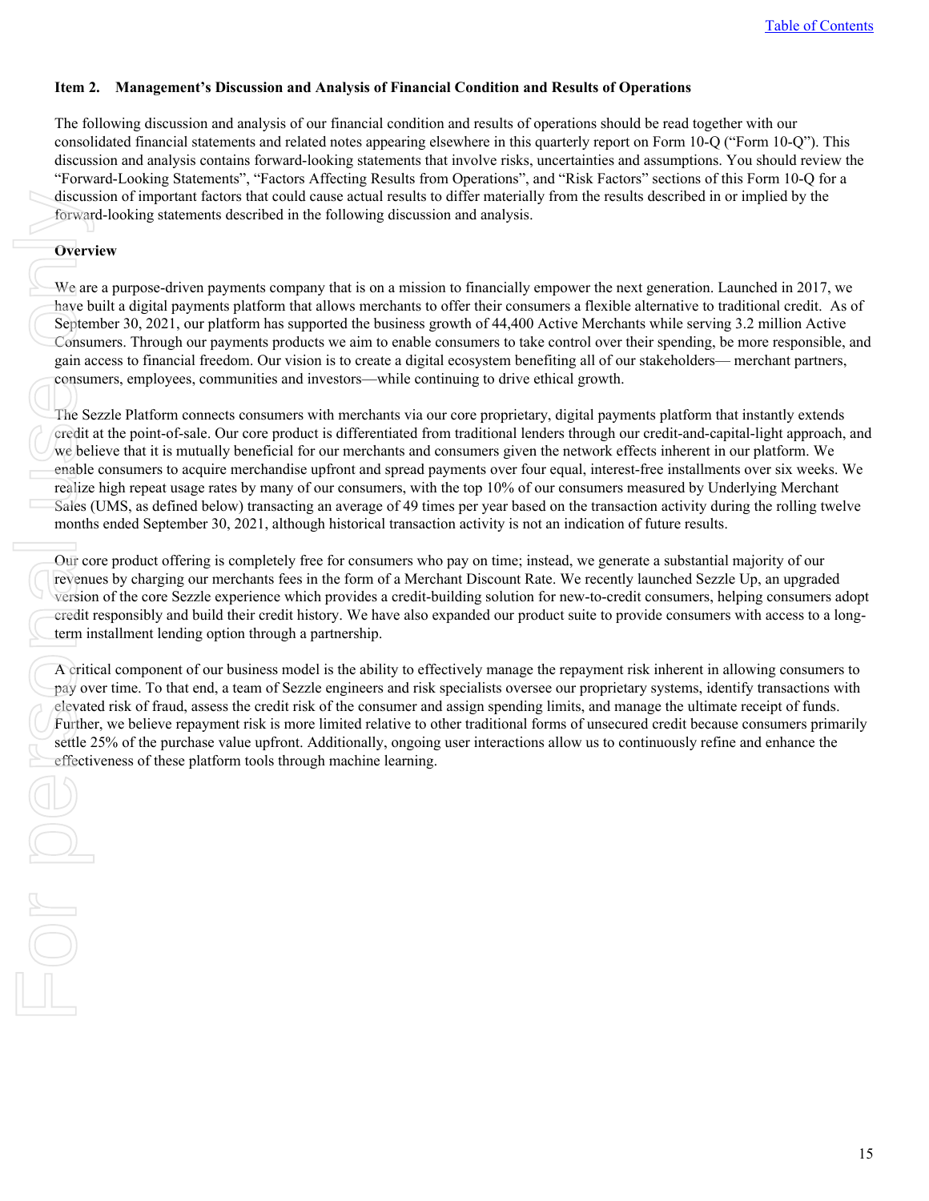**Item 2. Management's Discussion and Analysis of Financial Condition and Results of Operations**

The following discussion and analysis of our financial condition and results of operations should be read together with our consolidated financial statements and related notes appearing elsewhere in this quarterly report on Form 10-Q ("Form 10-Q"). This discussion and analysis contains forward-looking statements that involve risks, uncertainties and assumptions. You should review the "Forward-Looking Statements", "Factors Affecting Results from Operations", and "Risk Factors" sections of this Form 10-Q for a discussion of important factors that could cause actual results to differ materially from the results described in or implied by the forward-looking statements described in the following discussion and analysis.

**Overview**

We are a purpose-driven payments company that is on a mission to financially empower the next generation. Launched in 2017, we have built a digital payments platform that allows merchants to offer their consumers a flexible alternative to traditional credit. As of September 30, 2021, our platform has supported the business growth of 44,400 Active Merchants while serving 3.2 million Active Consumers. Through our payments products we aim to enable consumers to take control over their spending, be more responsible, and gain access to financial freedom. Our vision is to create a digital ecosystem benefiting all of our stakeholders— merchant partners, consumers, employees, communities and investors—while continuing to drive ethical growth.

The Sezzle Platform connects consumers with merchants via our core proprietary, digital payments platform that instantly extends credit at the point-of-sale. Our core product is differentiated from traditional lenders through our credit-and-capital-light approach, and we believe that it is mutually beneficial for our merchants and consumers given the network effects inherent in our platform. We enable consumers to acquire merchandise upfront and spread payments over four equal, interest-free installments over six weeks. We realize high repeat usage rates by many of our consumers, with the top 10% of our consumers measured by Underlying Merchant Sales (UMS, as defined below) transacting an average of 49 times per year based on the transaction activity during the rolling twelve months ended September 30, 2021, although historical transaction activity is not an indication of future results.

Our core product offering is completely free for consumers who pay on time; instead, we generate a substantial majority of our revenues by charging our merchants fees in the form of a Merchant Discount Rate. We recently launched Sezzle Up, an upgraded version of the core Sezzle experience which provides a credit-building solution for new-to-credit consumers, helping consumers adopt credit responsibly and build their credit history. We have also expanded our product suite to provide consumers with access to a long-term installment lending option through a partnership.

A critical component of our business model is the ability to effectively manage the repayment risk inherent in allowing consumers to pay over time. To that end, a team of Sezzle engineers and risk specialists oversee our proprietary systems, identify transactions with elevated risk of fraud, assess the credit risk of the consumer and assign spending limits, and manage the ultimate receipt of funds. Further, we believe repayment risk is more limited relative to other traditional forms of unsecured credit because consumers primarily settle 25% of the purchase value upfront. Additionally, ongoing user interactions allow us to continuously refine and enhance the effectiveness of these platform tools through machine learning.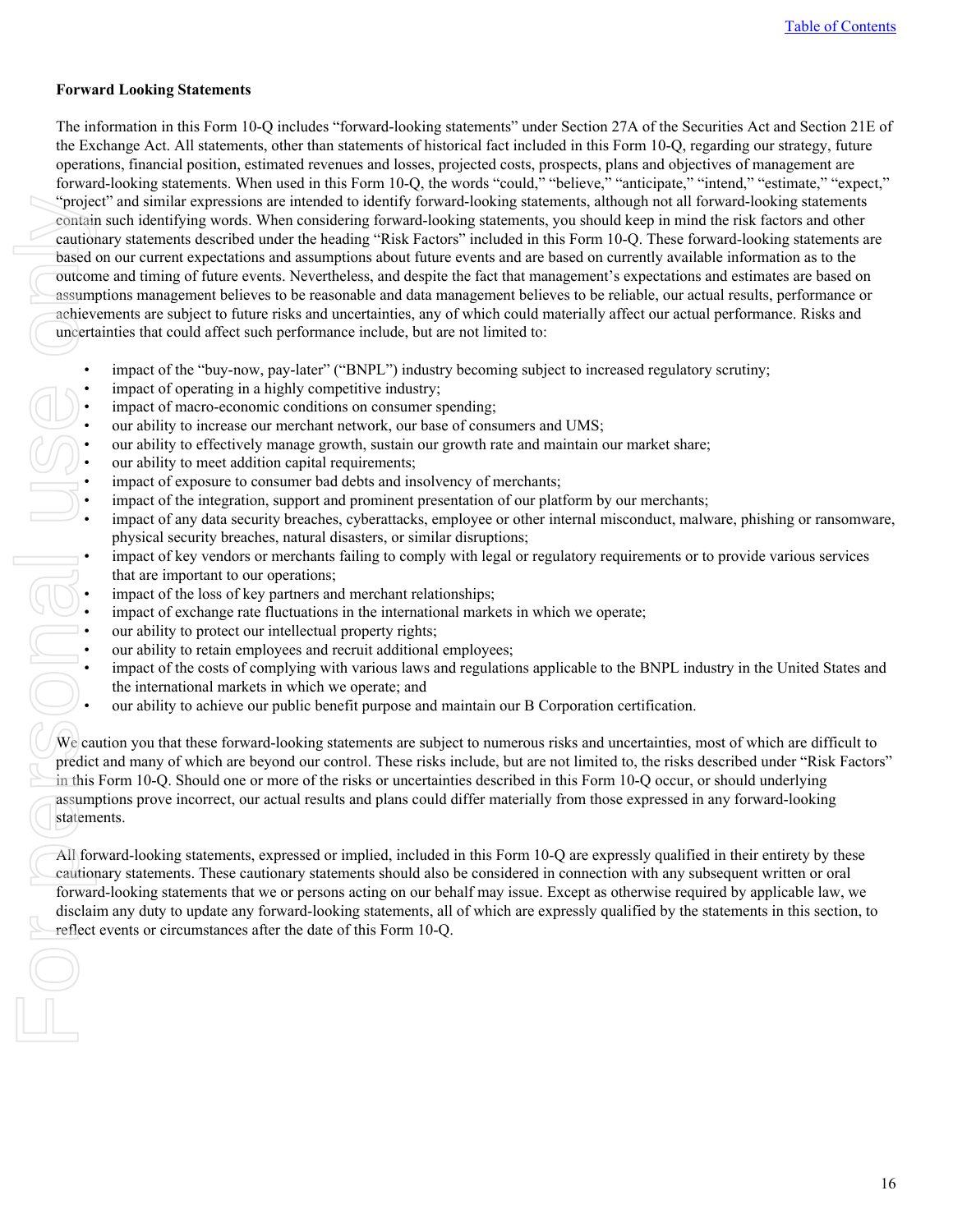**Forward Looking Statements**

The information in this Form 10-Q includes "forward-looking statements" under Section 27A of the Securities Act and Section 21E of the Exchange Act. All statements, other than statements of historical fact included in this Form 10-Q, regarding our strategy, future operations, financial position, estimated revenues and losses, projected costs, prospects, plans and objectives of management are forward-looking statements. When used in this Form 10-Q, the words "could," "believe," "anticipate," "intend," "estimate," "expect," "project" and similar expressions are intended to identify forward-looking statements, although not all forward-looking statements contain such identifying words. When considering forward-looking statements, you should keep in mind the risk factors and other cautionary statements described under the heading "Risk Factors" included in this Form 10-Q. These forward-looking statements are based on our current expectations and assumptions about future events and are based on currently available information as to the outcome and timing of future events. Nevertheless, and despite the fact that management's expectations and estimates are based on assumptions management believes to be reasonable and data management believes to be reliable, our actual results, performance or achievements are subject to future risks and uncertainties, any of which could materially affect our actual performance. Risks and uncertainties that could affect such performance include, but are not limited to:

- impact of the "buy-now, pay-later" ("BNPL") industry becoming subject to increased regulatory scrutiny;
- impact of operating in a highly competitive industry;
- impact of macro-economic conditions on consumer spending;
- our ability to increase our merchant network, our base of consumers and UMS;
- our ability to effectively manage growth, sustain our growth rate and maintain our market share;
- our ability to meet addition capital requirements;
- impact of exposure to consumer bad debts and insolvency of merchants;
- impact of the integration, support and prominent presentation of our platform by our merchants;
- impact of any data security breaches, cyberattacks, employee or other internal misconduct, malware, phishing or ransomware, physical security breaches, natural disasters, or similar disruptions;
- impact of key vendors or merchants failing to comply with legal or regulatory requirements or to provide various services that are important to our operations;
- impact of the loss of key partners and merchant relationships;
- impact of exchange rate fluctuations in the international markets in which we operate;
- our ability to protect our intellectual property rights;
- our ability to retain employees and recruit additional employees;
- impact of the costs of complying with various laws and regulations applicable to the BNPL industry in the United States and the international markets in which we operate; and
- our ability to achieve our public benefit purpose and maintain our B Corporation certification.

We caution you that these forward-looking statements are subject to numerous risks and uncertainties, most of which are difficult to predict and many of which are beyond our control. These risks include, but are not limited to, the risks described under "Risk Factors" in this Form 10-Q. Should one or more of the risks or uncertainties described in this Form 10-Q occur, or should underlying assumptions prove incorrect, our actual results and plans could differ materially from those expressed in any forward-looking statements.

All forward-looking statements, expressed or implied, included in this Form 10-Q are expressly qualified in their entirety by these cautionary statements. These cautionary statements should also be considered in connection with any subsequent written or oral forward-looking statements that we or persons acting on our behalf may issue. Except as otherwise required by applicable law, we disclaim any duty to update any forward-looking statements, all of which are expressly qualified by the statements in this section, to reflect events or circumstances after the date of this Form 10-Q.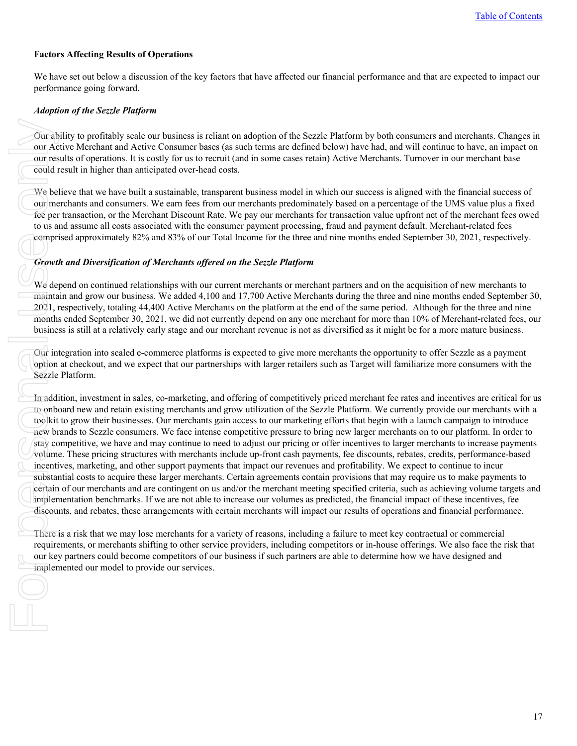### Factors Affecting Results of Operations

We have set out below a discussion of the key factors that have affected our financial performance and that are expected to impact our performance going forward.

***Adoption of the Sezzle Platform***

Our ability to profitably scale our business is reliant on adoption of the Sezzle Platform by both consumers and merchants. Changes in our Active Merchant and Active Consumer bases (as such terms are defined below) have had, and will continue to have, an impact on our results of operations. It is costly for us to recruit (and in some cases retain) Active Merchants. Turnover in our merchant base could result in higher than anticipated over-head costs.

We believe that we have built a sustainable, transparent business model in which our success is aligned with the financial success of our merchants and consumers. We earn fees from our merchants predominately based on a percentage of the UMS value plus a fixed fee per transaction, or the Merchant Discount Rate. We pay our merchants for transaction value upfront net of the merchant fees owed to us and assume all costs associated with the consumer payment processing, fraud and payment default. Merchant-related fees comprised approximately 82% and 83% of our Total Income for the three and nine months ended September 30, 2021, respectively.

***Growth and Diversification of Merchants offered on the Sezzle Platform***

We depend on continued relationships with our current merchants or merchant partners and on the acquisition of new merchants to maintain and grow our business. We added 4,100 and 17,700 Active Merchants during the three and nine months ended September 30, 2021, respectively, totaling 44,400 Active Merchants on the platform at the end of the same period. Although for the three and nine months ended September 30, 2021, we did not currently depend on any one merchant for more than 10% of Merchant-related fees, our business is still at a relatively early stage and our merchant revenue is not as diversified as it might be for a more mature business.

Our integration into scaled e-commerce platforms is expected to give more merchants the opportunity to offer Sezzle as a payment option at checkout, and we expect that our partnerships with larger retailers such as Target will familiarize more consumers with the Sezzle Platform.

In addition, investment in sales, co-marketing, and offering of competitively priced merchant fee rates and incentives are critical for us to onboard new and retain existing merchants and grow utilization of the Sezzle Platform. We currently provide our merchants with a toolkit to grow their businesses. Our merchants gain access to our marketing efforts that begin with a launch campaign to introduce new brands to Sezzle consumers. We face intense competitive pressure to bring new larger merchants on to our platform. In order to stay competitive, we have and may continue to need to adjust our pricing or offer incentives to larger merchants to increase payments volume. These pricing structures with merchants include up-front cash payments, fee discounts, rebates, credits, performance-based incentives, marketing, and other support payments that impact our revenues and profitability. We expect to continue to incur substantial costs to acquire these larger merchants. Certain agreements contain provisions that may require us to make payments to certain of our merchants and are contingent on us and/or the merchant meeting specified criteria, such as achieving volume targets and implementation benchmarks. If we are not able to increase our volumes as predicted, the financial impact of these incentives, fee discounts, and rebates, these arrangements with certain merchants will impact our results of operations and financial performance.

There is a risk that we may lose merchants for a variety of reasons, including a failure to meet key contractual or commercial requirements, or merchants shifting to other service providers, including competitors or in-house offerings. We also face the risk that our key partners could become competitors of our business if such partners are able to determine how we have designed and implemented our model to provide our services.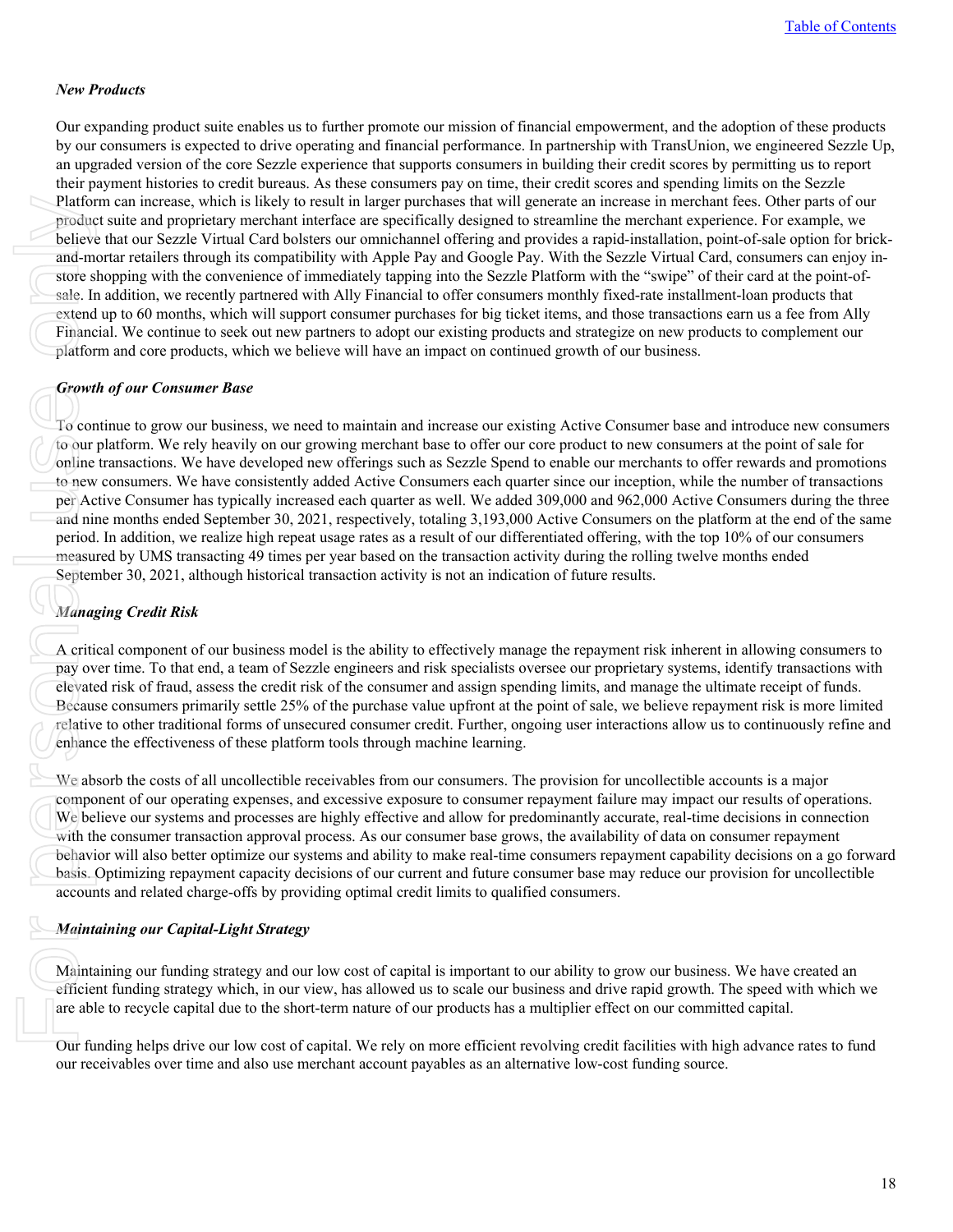### *New Products*

Our expanding product suite enables us to further promote our mission of financial empowerment, and the adoption of these products by our consumers is expected to drive operating and financial performance. In partnership with TransUnion, we engineered Sezzle Up, an upgraded version of the core Sezzle experience that supports consumers in building their credit scores by permitting us to report their payment histories to credit bureaus. As these consumers pay on time, their credit scores and spending limits on the Sezzle Platform can increase, which is likely to result in larger purchases that will generate an increase in merchant fees. Other parts of our product suite and proprietary merchant interface are specifically designed to streamline the merchant experience. For example, we believe that our Sezzle Virtual Card bolsters our omnichannel offering and provides a rapid-installation, point-of-sale option for brick-and-mortar retailers through its compatibility with Apple Pay and Google Pay. With the Sezzle Virtual Card, consumers can enjoy in-store shopping with the convenience of immediately tapping into the Sezzle Platform with the "swipe" of their card at the point-of-sale. In addition, we recently partnered with Ally Financial to offer consumers monthly fixed-rate installment-loan products that extend up to 60 months, which will support consumer purchases for big ticket items, and those transactions earn us a fee from Ally Financial. We continue to seek out new partners to adopt our existing products and strategize on new products to complement our platform and core products, which we believe will have an impact on continued growth of our business.

### *Growth of our Consumer Base*

To continue to grow our business, we need to maintain and increase our existing Active Consumer base and introduce new consumers to our platform. We rely heavily on our growing merchant base to offer our core product to new consumers at the point of sale for online transactions. We have developed new offerings such as Sezzle Spend to enable our merchants to offer rewards and promotions to new consumers. We have consistently added Active Consumers each quarter since our inception, while the number of transactions per Active Consumer has typically increased each quarter as well. We added 309,000 and 962,000 Active Consumers during the three and nine months ended September 30, 2021, respectively, totaling 3,193,000 Active Consumers on the platform at the end of the same period. In addition, we realize high repeat usage rates as a result of our differentiated offering, with the top 10% of our consumers measured by UMS transacting 49 times per year based on the transaction activity during the rolling twelve months ended September 30, 2021, although historical transaction activity is not an indication of future results.

### *Managing Credit Risk*

A critical component of our business model is the ability to effectively manage the repayment risk inherent in allowing consumers to pay over time. To that end, a team of Sezzle engineers and risk specialists oversee our proprietary systems, identify transactions with elevated risk of fraud, assess the credit risk of the consumer and assign spending limits, and manage the ultimate receipt of funds. Because consumers primarily settle 25% of the purchase value upfront at the point of sale, we believe repayment risk is more limited relative to other traditional forms of unsecured consumer credit. Further, ongoing user interactions allow us to continuously refine and enhance the effectiveness of these platform tools through machine learning.

We absorb the costs of all uncollectible receivables from our consumers. The provision for uncollectible accounts is a major component of our operating expenses, and excessive exposure to consumer repayment failure may impact our results of operations. We believe our systems and processes are highly effective and allow for predominantly accurate, real-time decisions in connection with the consumer transaction approval process. As our consumer base grows, the availability of data on consumer repayment behavior will also better optimize our systems and ability to make real-time consumers repayment capability decisions on a go forward basis. Optimizing repayment capacity decisions of our current and future consumer base may reduce our provision for uncollectible accounts and related charge-offs by providing optimal credit limits to qualified consumers.

### *Maintaining our Capital-Light Strategy*

Maintaining our funding strategy and our low cost of capital is important to our ability to grow our business. We have created an efficient funding strategy which, in our view, has allowed us to scale our business and drive rapid growth. The speed with which we are able to recycle capital due to the short-term nature of our products has a multiplier effect on our committed capital.

Our funding helps drive our low cost of capital. We rely on more efficient revolving credit facilities with high advance rates to fund our receivables over time and also use merchant account payables as an alternative low-cost funding source.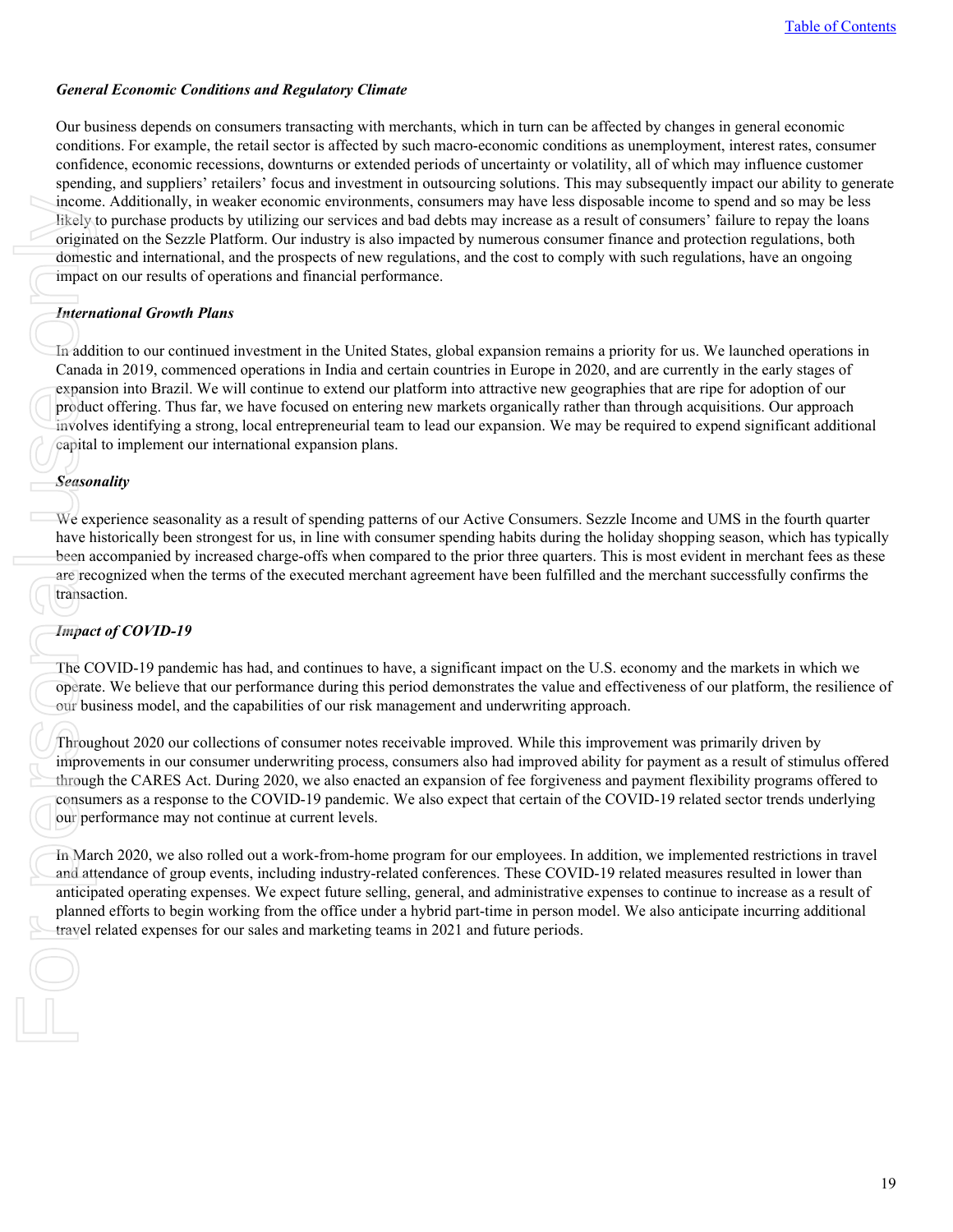***General Economic Conditions and Regulatory Climate***

Our business depends on consumers transacting with merchants, which in turn can be affected by changes in general economic conditions. For example, the retail sector is affected by such macro-economic conditions as unemployment, interest rates, consumer confidence, economic recessions, downturns or extended periods of uncertainty or volatility, all of which may influence customer spending, and suppliers' retailers' focus and investment in outsourcing solutions. This may subsequently impact our ability to generate income. Additionally, in weaker economic environments, consumers may have less disposable income to spend and so may be less likely to purchase products by utilizing our services and bad debts may increase as a result of consumers' failure to repay the loans originated on the Sezzle Platform. Our industry is also impacted by numerous consumer finance and protection regulations, both domestic and international, and the prospects of new regulations, and the cost to comply with such regulations, have an ongoing impact on our results of operations and financial performance.

***International Growth Plans***

In addition to our continued investment in the United States, global expansion remains a priority for us. We launched operations in Canada in 2019, commenced operations in India and certain countries in Europe in 2020, and are currently in the early stages of expansion into Brazil. We will continue to extend our platform into attractive new geographies that are ripe for adoption of our product offering. Thus far, we have focused on entering new markets organically rather than through acquisitions. Our approach involves identifying a strong, local entrepreneurial team to lead our expansion. We may be required to expend significant additional capital to implement our international expansion plans.

***Seasonality***

We experience seasonality as a result of spending patterns of our Active Consumers. Sezzle Income and UMS in the fourth quarter have historically been strongest for us, in line with consumer spending habits during the holiday shopping season, which has typically been accompanied by increased charge-offs when compared to the prior three quarters. This is most evident in merchant fees as these are recognized when the terms of the executed merchant agreement have been fulfilled and the merchant successfully confirms the transaction.

***Impact of COVID-19***

The COVID-19 pandemic has had, and continues to have, a significant impact on the U.S. economy and the markets in which we operate. We believe that our performance during this period demonstrates the value and effectiveness of our platform, the resilience of our business model, and the capabilities of our risk management and underwriting approach.

Throughout 2020 our collections of consumer notes receivable improved. While this improvement was primarily driven by improvements in our consumer underwriting process, consumers also had improved ability for payment as a result of stimulus offered through the CARES Act. During 2020, we also enacted an expansion of fee forgiveness and payment flexibility programs offered to consumers as a response to the COVID-19 pandemic. We also expect that certain of the COVID-19 related sector trends underlying our performance may not continue at current levels.

In March 2020, we also rolled out a work-from-home program for our employees. In addition, we implemented restrictions in travel and attendance of group events, including industry-related conferences. These COVID-19 related measures resulted in lower than anticipated operating expenses. We expect future selling, general, and administrative expenses to continue to increase as a result of planned efforts to begin working from the office under a hybrid part-time in person model. We also anticipate incurring additional travel related expenses for our sales and marketing teams in 2021 and future periods.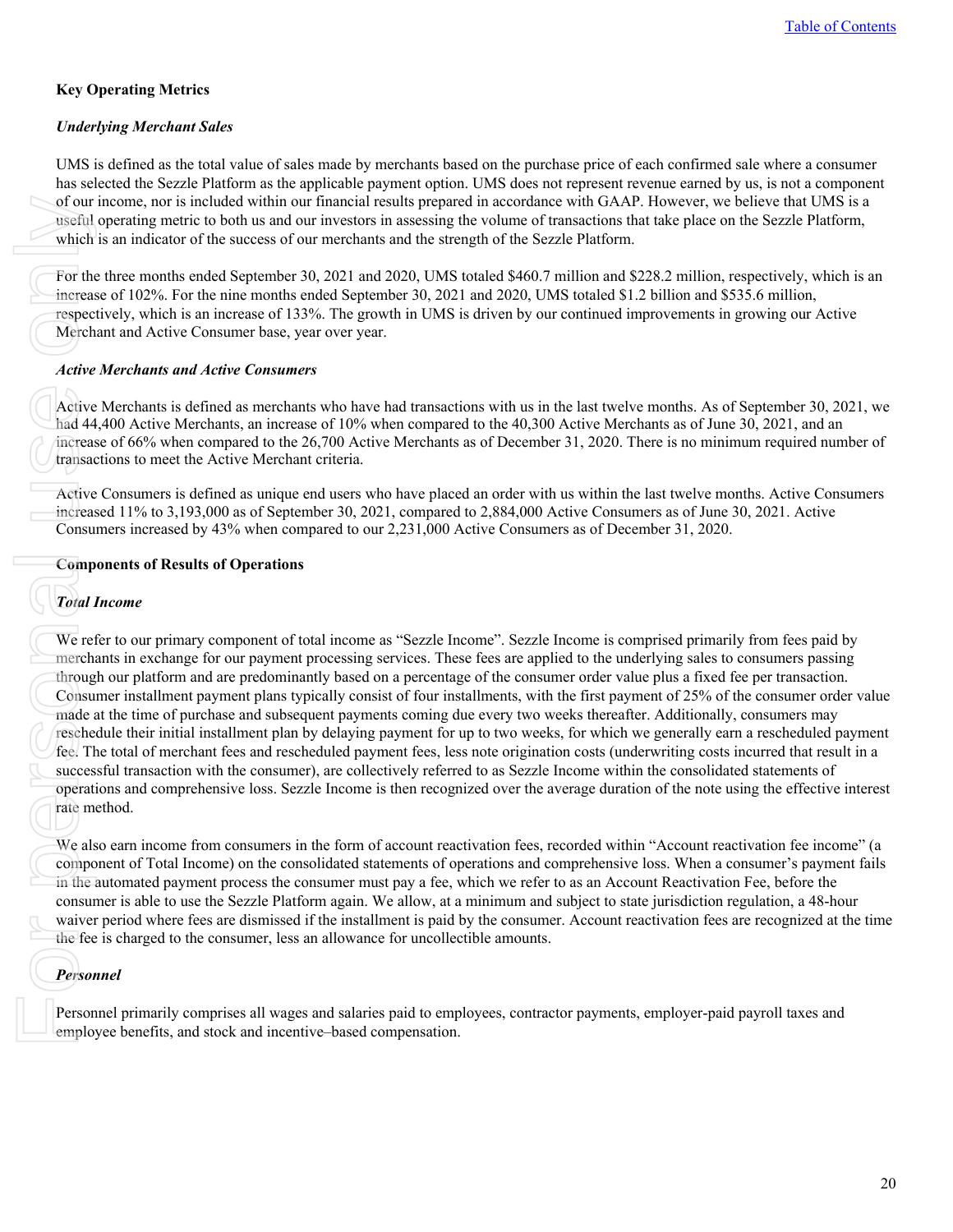## Key Operating Metrics

### *Underlying Merchant Sales*

UMS is defined as the total value of sales made by merchants based on the purchase price of each confirmed sale where a consumer has selected the Sezzle Platform as the applicable payment option. UMS does not represent revenue earned by us, is not a component of our income, nor is included within our financial results prepared in accordance with GAAP. However, we believe that UMS is a useful operating metric to both us and our investors in assessing the volume of transactions that take place on the Sezzle Platform, which is an indicator of the success of our merchants and the strength of the Sezzle Platform.

For the three months ended September 30, 2021 and 2020, UMS totaled $460.7 million and $228.2 million, respectively, which is an increase of 102%. For the nine months ended September 30, 2021 and 2020, UMS totaled $1.2 billion and $535.6 million, respectively, which is an increase of 133%. The growth in UMS is driven by our continued improvements in growing our Active Merchant and Active Consumer base, year over year.

### *Active Merchants and Active Consumers*

Active Merchants is defined as merchants who have had transactions with us in the last twelve months. As of September 30, 2021, we had 44,400 Active Merchants, an increase of 10% when compared to the 40,300 Active Merchants as of June 30, 2021, and an increase of 66% when compared to the 26,700 Active Merchants as of December 31, 2020. There is no minimum required number of transactions to meet the Active Merchant criteria.

Active Consumers is defined as unique end users who have placed an order with us within the last twelve months. Active Consumers increased 11% to 3,193,000 as of September 30, 2021, compared to 2,884,000 Active Consumers as of June 30, 2021. Active Consumers increased by 43% when compared to our 2,231,000 Active Consumers as of December 31, 2020.

## Components of Results of Operations

### *Total Income*

We refer to our primary component of total income as "Sezzle Income". Sezzle Income is comprised primarily from fees paid by merchants in exchange for our payment processing services. These fees are applied to the underlying sales to consumers passing through our platform and are predominantly based on a percentage of the consumer order value plus a fixed fee per transaction. Consumer installment payment plans typically consist of four installments, with the first payment of 25% of the consumer order value made at the time of purchase and subsequent payments coming due every two weeks thereafter. Additionally, consumers may reschedule their initial installment plan by delaying payment for up to two weeks, for which we generally earn a rescheduled payment fee. The total of merchant fees and rescheduled payment fees, less note origination costs (underwriting costs incurred that result in a successful transaction with the consumer), are collectively referred to as Sezzle Income within the consolidated statements of operations and comprehensive loss. Sezzle Income is then recognized over the average duration of the note using the effective interest rate method.

We also earn income from consumers in the form of account reactivation fees, recorded within "Account reactivation fee income" (a component of Total Income) on the consolidated statements of operations and comprehensive loss. When a consumer's payment fails in the automated payment process the consumer must pay a fee, which we refer to as an Account Reactivation Fee, before the consumer is able to use the Sezzle Platform again. We allow, at a minimum and subject to state jurisdiction regulation, a 48-hour waiver period where fees are dismissed if the installment is paid by the consumer. Account reactivation fees are recognized at the time the fee is charged to the consumer, less an allowance for uncollectible amounts.

### *Personnel*

Personnel primarily comprises all wages and salaries paid to employees, contractor payments, employer-paid payroll taxes and employee benefits, and stock and incentive–based compensation.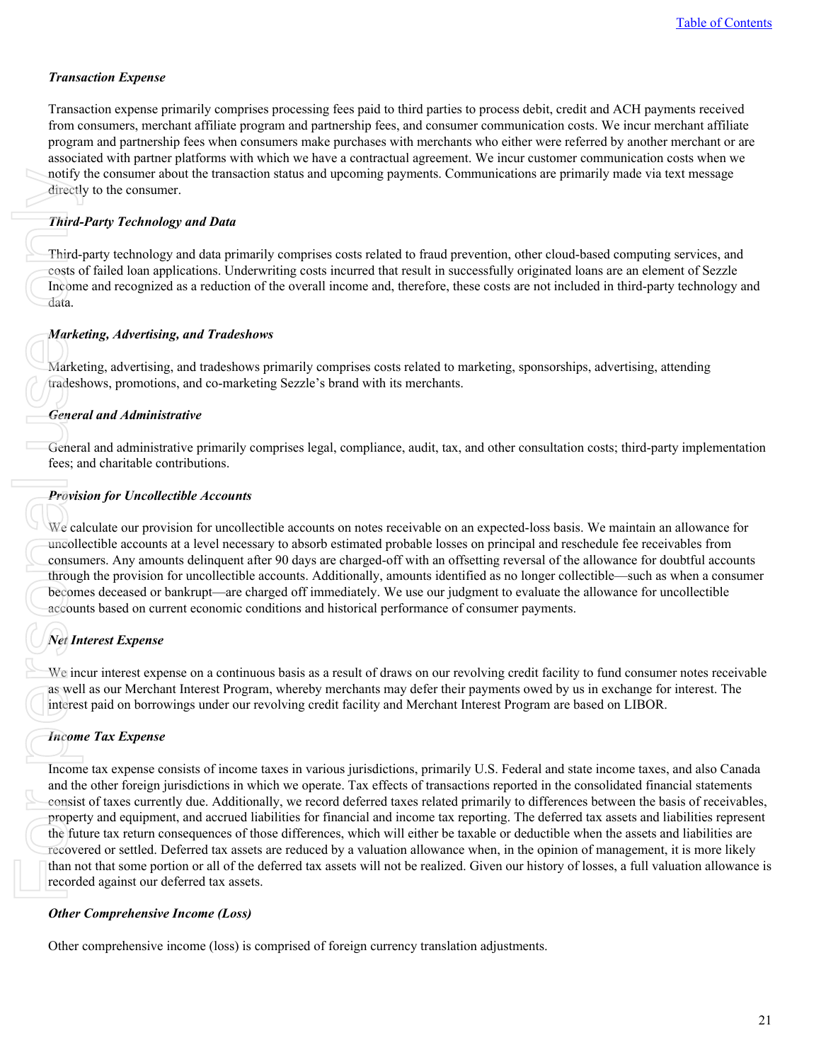### *Transaction Expense*

Transaction expense primarily comprises processing fees paid to third parties to process debit, credit and ACH payments received from consumers, merchant affiliate program and partnership fees, and consumer communication costs. We incur merchant affiliate program and partnership fees when consumers make purchases with merchants who either were referred by another merchant or are associated with partner platforms with which we have a contractual agreement. We incur customer communication costs when we notify the consumer about the transaction status and upcoming payments. Communications are primarily made via text message directly to the consumer.

### *Third-Party Technology and Data*

Third-party technology and data primarily comprises costs related to fraud prevention, other cloud-based computing services, and costs of failed loan applications. Underwriting costs incurred that result in successfully originated loans are an element of Sezzle Income and recognized as a reduction of the overall income and, therefore, these costs are not included in third-party technology and data.

### *Marketing, Advertising, and Tradeshows*

Marketing, advertising, and tradeshows primarily comprises costs related to marketing, sponsorships, advertising, attending tradeshows, promotions, and co-marketing Sezzle's brand with its merchants.

### *General and Administrative*

General and administrative primarily comprises legal, compliance, audit, tax, and other consultation costs; third-party implementation fees; and charitable contributions.

### *Provision for Uncollectible Accounts*

We calculate our provision for uncollectible accounts on notes receivable on an expected-loss basis. We maintain an allowance for uncollectible accounts at a level necessary to absorb estimated probable losses on principal and reschedule fee receivables from consumers. Any amounts delinquent after 90 days are charged-off with an offsetting reversal of the allowance for doubtful accounts through the provision for uncollectible accounts. Additionally, amounts identified as no longer collectible—such as when a consumer becomes deceased or bankrupt—are charged off immediately. We use our judgment to evaluate the allowance for uncollectible accounts based on current economic conditions and historical performance of consumer payments.

### *Net Interest Expense*

We incur interest expense on a continuous basis as a result of draws on our revolving credit facility to fund consumer notes receivable as well as our Merchant Interest Program, whereby merchants may defer their payments owed by us in exchange for interest. The interest paid on borrowings under our revolving credit facility and Merchant Interest Program are based on LIBOR.

### *Income Tax Expense*

Income tax expense consists of income taxes in various jurisdictions, primarily U.S. Federal and state income taxes, and also Canada and the other foreign jurisdictions in which we operate. Tax effects of transactions reported in the consolidated financial statements consist of taxes currently due. Additionally, we record deferred taxes related primarily to differences between the basis of receivables, property and equipment, and accrued liabilities for financial and income tax reporting. The deferred tax assets and liabilities represent the future tax return consequences of those differences, which will either be taxable or deductible when the assets and liabilities are recovered or settled. Deferred tax assets are reduced by a valuation allowance when, in the opinion of management, it is more likely than not that some portion or all of the deferred tax assets will not be realized. Given our history of losses, a full valuation allowance is recorded against our deferred tax assets.

### *Other Comprehensive Income (Loss)*

Other comprehensive income (loss) is comprised of foreign currency translation adjustments.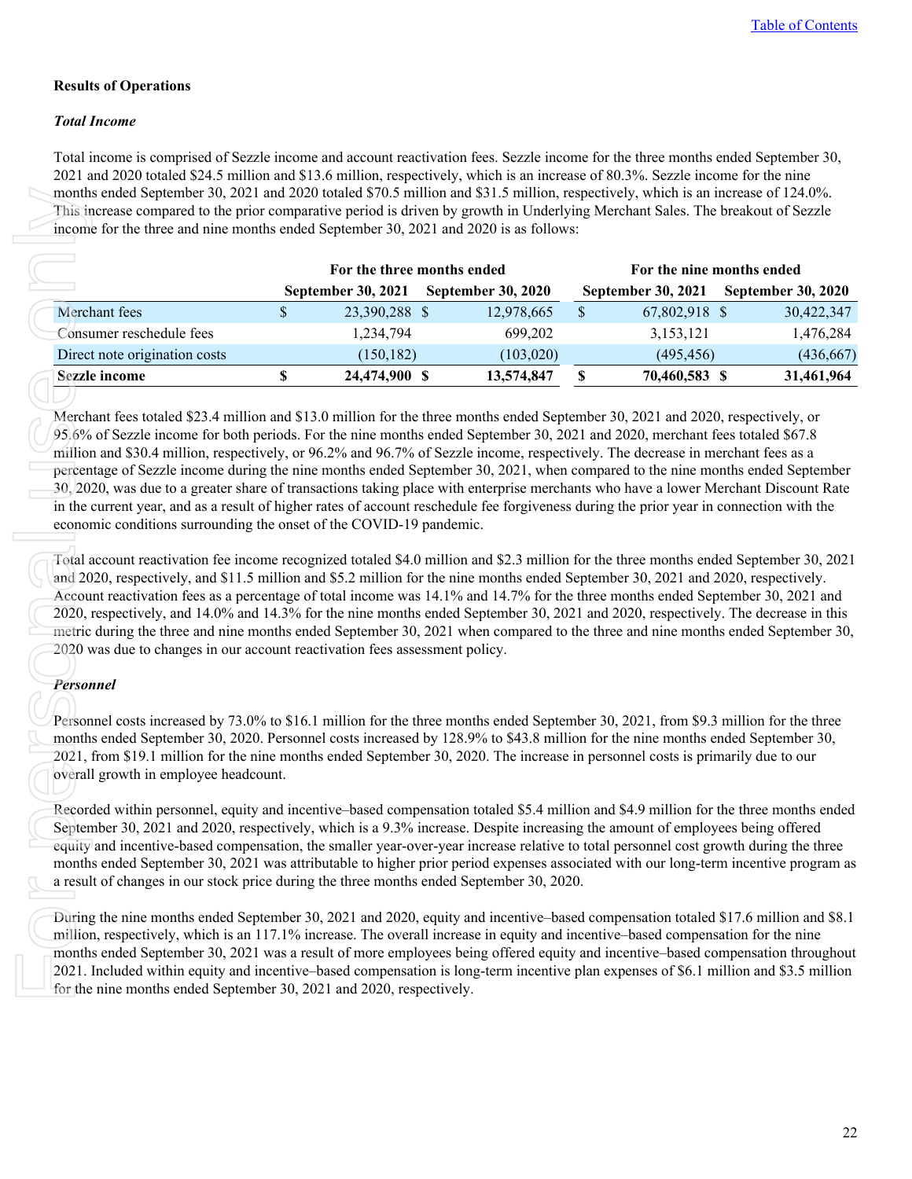### Results of Operations

***Total Income***

Total income is comprised of Sezzle income and account reactivation fees. Sezzle income for the three months ended September 30, 2021 and 2020 totaled $24.5 million and $13.6 million, respectively, which is an increase of 80.3%. Sezzle income for the nine months ended September 30, 2021 and 2020 totaled $70.5 million and $31.5 million, respectively, which is an increase of 124.0%. This increase compared to the prior comparative period is driven by growth in Underlying Merchant Sales. The breakout of Sezzle income for the three and nine months ended September 30, 2021 and 2020 is as follows:

| | For the three months ended | | For the nine months ended | |
|---|---|---|---|---|
| | September 30, 2021 | September 30, 2020 | September 30, 2021 | September 30, 2020 |
| Merchant fees | $ 23,390,288 | $ 12,978,665 | $ 67,802,918 | $ 30,422,347 |
| Consumer reschedule fees | 1,234,794 | 699,202 | 3,153,121 | 1,476,284 |
| Direct note origination costs | (150,182) | (103,020) | (495,456) | (436,667) |
| **Sezzle income** | **$ 24,474,900** | **$ 13,574,847** | **$ 70,460,583** | **$ 31,461,964** |

Merchant fees totaled $23.4 million and $13.0 million for the three months ended September 30, 2021 and 2020, respectively, or 95.6% of Sezzle income for both periods. For the nine months ended September 30, 2021 and 2020, merchant fees totaled $67.8 million and $30.4 million, respectively, or 96.2% and 96.7% of Sezzle income, respectively. The decrease in merchant fees as a percentage of Sezzle income during the nine months ended September 30, 2021, when compared to the nine months ended September 30, 2020, was due to a greater share of transactions taking place with enterprise merchants who have a lower Merchant Discount Rate in the current year, and as a result of higher rates of account reschedule fee forgiveness during the prior year in connection with the economic conditions surrounding the onset of the COVID-19 pandemic.

Total account reactivation fee income recognized totaled $4.0 million and $2.3 million for the three months ended September 30, 2021 and 2020, respectively, and $11.5 million and $5.2 million for the nine months ended September 30, 2021 and 2020, respectively. Account reactivation fees as a percentage of total income was 14.1% and 14.7% for the three months ended September 30, 2021 and 2020, respectively, and 14.0% and 14.3% for the nine months ended September 30, 2021 and 2020, respectively. The decrease in this metric during the three and nine months ended September 30, 2021 when compared to the three and nine months ended September 30, 2020 was due to changes in our account reactivation fees assessment policy.

***Personnel***

Personnel costs increased by 73.0% to $16.1 million for the three months ended September 30, 2021, from $9.3 million for the three months ended September 30, 2020. Personnel costs increased by 128.9% to $43.8 million for the nine months ended September 30, 2021, from $19.1 million for the nine months ended September 30, 2020. The increase in personnel costs is primarily due to our overall growth in employee headcount.

Recorded within personnel, equity and incentive–based compensation totaled $5.4 million and $4.9 million for the three months ended September 30, 2021 and 2020, respectively, which is a 9.3% increase. Despite increasing the amount of employees being offered equity and incentive-based compensation, the smaller year-over-year increase relative to total personnel cost growth during the three months ended September 30, 2021 was attributable to higher prior period expenses associated with our long-term incentive program as a result of changes in our stock price during the three months ended September 30, 2020.

During the nine months ended September 30, 2021 and 2020, equity and incentive–based compensation totaled $17.6 million and $8.1 million, respectively, which is an 117.1% increase. The overall increase in equity and incentive–based compensation for the nine months ended September 30, 2021 was a result of more employees being offered equity and incentive–based compensation throughout 2021. Included within equity and incentive–based compensation is long-term incentive plan expenses of $6.1 million and $3.5 million for the nine months ended September 30, 2021 and 2020, respectively.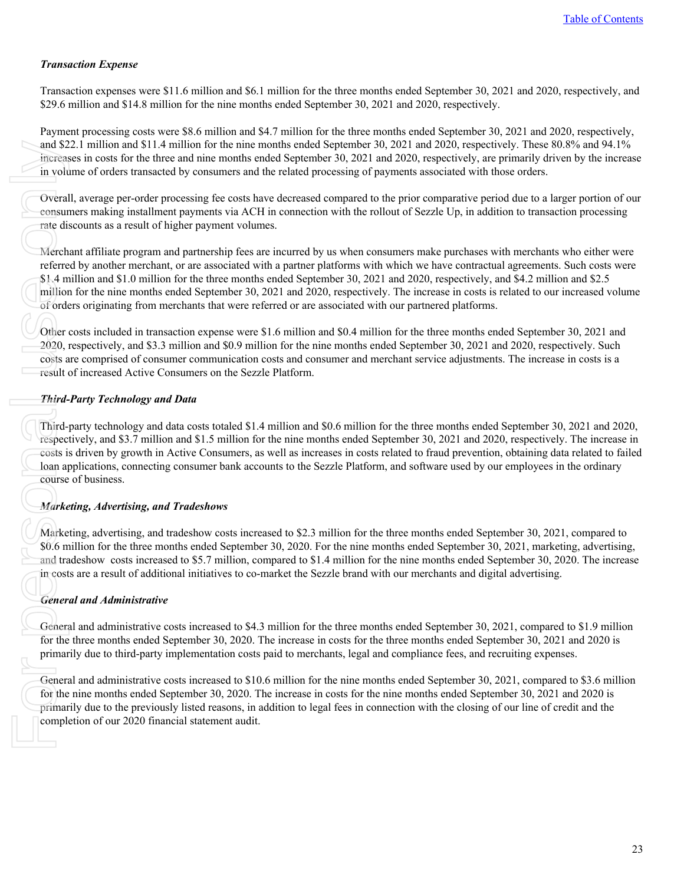***Transaction Expense***

Transaction expenses were $11.6 million and $6.1 million for the three months ended September 30, 2021 and 2020, respectively, and $29.6 million and $14.8 million for the nine months ended September 30, 2021 and 2020, respectively.

Payment processing costs were $8.6 million and $4.7 million for the three months ended September 30, 2021 and 2020, respectively, and $22.1 million and $11.4 million for the nine months ended September 30, 2021 and 2020, respectively. These 80.8% and 94.1% increases in costs for the three and nine months ended September 30, 2021 and 2020, respectively, are primarily driven by the increase in volume of orders transacted by consumers and the related processing of payments associated with those orders.

Overall, average per-order processing fee costs have decreased compared to the prior comparative period due to a larger portion of our consumers making installment payments via ACH in connection with the rollout of Sezzle Up, in addition to transaction processing rate discounts as a result of higher payment volumes.

Merchant affiliate program and partnership fees are incurred by us when consumers make purchases with merchants who either were referred by another merchant, or are associated with a partner platforms with which we have contractual agreements. Such costs were $1.4 million and $1.0 million for the three months ended September 30, 2021 and 2020, respectively, and $4.2 million and $2.5 million for the nine months ended September 30, 2021 and 2020, respectively. The increase in costs is related to our increased volume of orders originating from merchants that were referred or are associated with our partnered platforms.

Other costs included in transaction expense were $1.6 million and $0.4 million for the three months ended September 30, 2021 and 2020, respectively, and $3.3 million and $0.9 million for the nine months ended September 30, 2021 and 2020, respectively. Such costs are comprised of consumer communication costs and consumer and merchant service adjustments. The increase in costs is a result of increased Active Consumers on the Sezzle Platform.

***Third-Party Technology and Data***

Third-party technology and data costs totaled $1.4 million and $0.6 million for the three months ended September 30, 2021 and 2020, respectively, and $3.7 million and $1.5 million for the nine months ended September 30, 2021 and 2020, respectively. The increase in costs is driven by growth in Active Consumers, as well as increases in costs related to fraud prevention, obtaining data related to failed loan applications, connecting consumer bank accounts to the Sezzle Platform, and software used by our employees in the ordinary course of business.

***Marketing, Advertising, and Tradeshows***

Marketing, advertising, and tradeshow costs increased to $2.3 million for the three months ended September 30, 2021, compared to $0.6 million for the three months ended September 30, 2020. For the nine months ended September 30, 2021, marketing, advertising, and tradeshow costs increased to $5.7 million, compared to $1.4 million for the nine months ended September 30, 2020. The increase in costs are a result of additional initiatives to co-market the Sezzle brand with our merchants and digital advertising.

***General and Administrative***

General and administrative costs increased to $4.3 million for the three months ended September 30, 2021, compared to $1.9 million for the three months ended September 30, 2020. The increase in costs for the three months ended September 30, 2021 and 2020 is primarily due to third-party implementation costs paid to merchants, legal and compliance fees, and recruiting expenses.

General and administrative costs increased to $10.6 million for the nine months ended September 30, 2021, compared to $3.6 million for the nine months ended September 30, 2020. The increase in costs for the nine months ended September 30, 2021 and 2020 is primarily due to the previously listed reasons, in addition to legal fees in connection with the closing of our line of credit and the completion of our 2020 financial statement audit.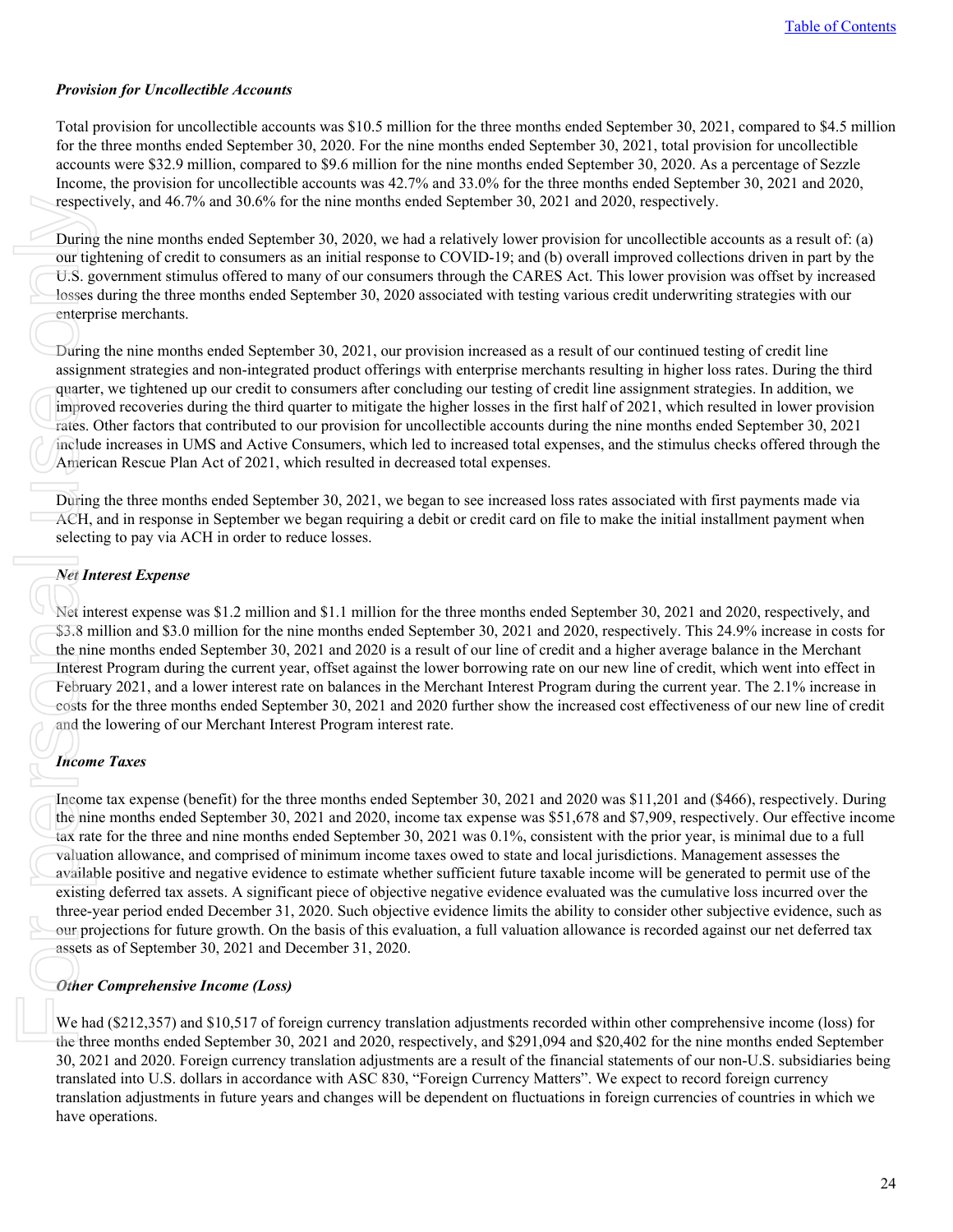***Provision for Uncollectible Accounts***

Total provision for uncollectible accounts was $10.5 million for the three months ended September 30, 2021, compared to $4.5 million for the three months ended September 30, 2020. For the nine months ended September 30, 2021, total provision for uncollectible accounts were $32.9 million, compared to $9.6 million for the nine months ended September 30, 2020. As a percentage of Sezzle Income, the provision for uncollectible accounts was 42.7% and 33.0% for the three months ended September 30, 2021 and 2020, respectively, and 46.7% and 30.6% for the nine months ended September 30, 2021 and 2020, respectively.

During the nine months ended September 30, 2020, we had a relatively lower provision for uncollectible accounts as a result of: (a) our tightening of credit to consumers as an initial response to COVID-19; and (b) overall improved collections driven in part by the U.S. government stimulus offered to many of our consumers through the CARES Act. This lower provision was offset by increased losses during the three months ended September 30, 2020 associated with testing various credit underwriting strategies with our enterprise merchants.

During the nine months ended September 30, 2021, our provision increased as a result of our continued testing of credit line assignment strategies and non-integrated product offerings with enterprise merchants resulting in higher loss rates. During the third quarter, we tightened up our credit to consumers after concluding our testing of credit line assignment strategies. In addition, we improved recoveries during the third quarter to mitigate the higher losses in the first half of 2021, which resulted in lower provision rates. Other factors that contributed to our provision for uncollectible accounts during the nine months ended September 30, 2021 include increases in UMS and Active Consumers, which led to increased total expenses, and the stimulus checks offered through the American Rescue Plan Act of 2021, which resulted in decreased total expenses.

During the three months ended September 30, 2021, we began to see increased loss rates associated with first payments made via ACH, and in response in September we began requiring a debit or credit card on file to make the initial installment payment when selecting to pay via ACH in order to reduce losses.

***Net Interest Expense***

Net interest expense was $1.2 million and $1.1 million for the three months ended September 30, 2021 and 2020, respectively, and $3.8 million and $3.0 million for the nine months ended September 30, 2021 and 2020, respectively. This 24.9% increase in costs for the nine months ended September 30, 2021 and 2020 is a result of our line of credit and a higher average balance in the Merchant Interest Program during the current year, offset against the lower borrowing rate on our new line of credit, which went into effect in February 2021, and a lower interest rate on balances in the Merchant Interest Program during the current year. The 2.1% increase in costs for the three months ended September 30, 2021 and 2020 further show the increased cost effectiveness of our new line of credit and the lowering of our Merchant Interest Program interest rate.

***Income Taxes***

Income tax expense (benefit) for the three months ended September 30, 2021 and 2020 was $11,201 and ($466), respectively. During the nine months ended September 30, 2021 and 2020, income tax expense was $51,678 and $7,909, respectively. Our effective income tax rate for the three and nine months ended September 30, 2021 was 0.1%, consistent with the prior year, is minimal due to a full valuation allowance, and comprised of minimum income taxes owed to state and local jurisdictions. Management assesses the available positive and negative evidence to estimate whether sufficient future taxable income will be generated to permit use of the existing deferred tax assets. A significant piece of objective negative evidence evaluated was the cumulative loss incurred over the three-year period ended December 31, 2020. Such objective evidence limits the ability to consider other subjective evidence, such as our projections for future growth. On the basis of this evaluation, a full valuation allowance is recorded against our net deferred tax assets as of September 30, 2021 and December 31, 2020.

***Other Comprehensive Income (Loss)***

We had ($212,357) and $10,517 of foreign currency translation adjustments recorded within other comprehensive income (loss) for the three months ended September 30, 2021 and 2020, respectively, and $291,094 and $20,402 for the nine months ended September 30, 2021 and 2020. Foreign currency translation adjustments are a result of the financial statements of our non-U.S. subsidiaries being translated into U.S. dollars in accordance with ASC 830, "Foreign Currency Matters". We expect to record foreign currency translation adjustments in future years and changes will be dependent on fluctuations in foreign currencies of countries in which we have operations.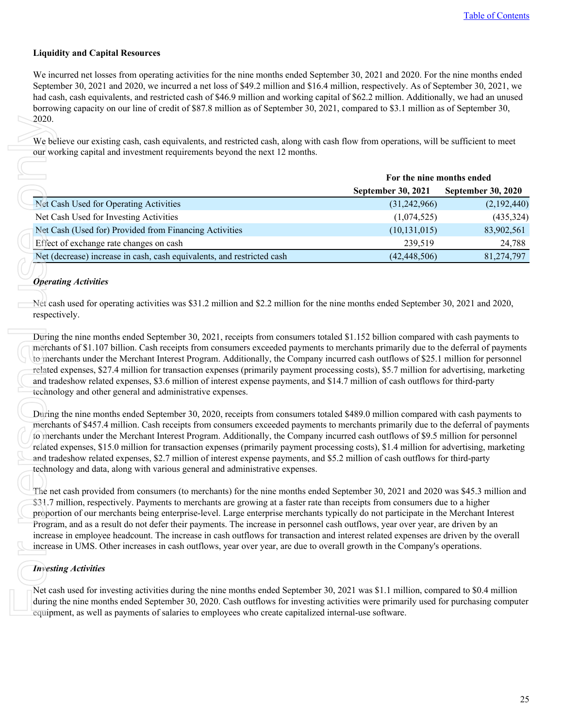**Liquidity and Capital Resources**

We incurred net losses from operating activities for the nine months ended September 30, 2021 and 2020. For the nine months ended September 30, 2021 and 2020, we incurred a net loss of $49.2 million and $16.4 million, respectively. As of September 30, 2021, we had cash, cash equivalents, and restricted cash of $46.9 million and working capital of $62.2 million. Additionally, we had an unused borrowing capacity on our line of credit of $87.8 million as of September 30, 2021, compared to $3.1 million as of September 30, 2020.

We believe our existing cash, cash equivalents, and restricted cash, along with cash flow from operations, will be sufficient to meet our working capital and investment requirements beyond the next 12 months.

| | For the nine months ended | |
|---|---|---|
| | September 30, 2021 | September 30, 2020 |
| Net Cash Used for Operating Activities | (31,242,966) | (2,192,440) |
| Net Cash Used for Investing Activities | (1,074,525) | (435,324) |
| Net Cash (Used for) Provided from Financing Activities | (10,131,015) | 83,902,561 |
| Effect of exchange rate changes on cash | 239,519 | 24,788 |
| Net (decrease) increase in cash, cash equivalents, and restricted cash | (42,448,506) | 81,274,797 |

***Operating Activities***

Net cash used for operating activities was $31.2 million and $2.2 million for the nine months ended September 30, 2021 and 2020, respectively.

During the nine months ended September 30, 2021, receipts from consumers totaled $1.152 billion compared with cash payments to merchants of $1.107 billion. Cash receipts from consumers exceeded payments to merchants primarily due to the deferral of payments to merchants under the Merchant Interest Program. Additionally, the Company incurred cash outflows of $25.1 million for personnel related expenses, $27.4 million for transaction expenses (primarily payment processing costs), $5.7 million for advertising, marketing and tradeshow related expenses, $3.6 million of interest expense payments, and $14.7 million of cash outflows for third-party technology and other general and administrative expenses.

During the nine months ended September 30, 2020, receipts from consumers totaled $489.0 million compared with cash payments to merchants of $457.4 million. Cash receipts from consumers exceeded payments to merchants primarily due to the deferral of payments to merchants under the Merchant Interest Program. Additionally, the Company incurred cash outflows of $9.5 million for personnel related expenses, $15.0 million for transaction expenses (primarily payment processing costs), $1.4 million for advertising, marketing and tradeshow related expenses, $2.7 million of interest expense payments, and $5.2 million of cash outflows for third-party technology and data, along with various general and administrative expenses.

The net cash provided from consumers (to merchants) for the nine months ended September 30, 2021 and 2020 was $45.3 million and $31.7 million, respectively. Payments to merchants are growing at a faster rate than receipts from consumers due to a higher proportion of our merchants being enterprise-level. Large enterprise merchants typically do not participate in the Merchant Interest Program, and as a result do not defer their payments. The increase in personnel cash outflows, year over year, are driven by an increase in employee headcount. The increase in cash outflows for transaction and interest related expenses are driven by the overall increase in UMS. Other increases in cash outflows, year over year, are due to overall growth in the Company's operations.

***Investing Activities***

Net cash used for investing activities during the nine months ended September 30, 2021 was $1.1 million, compared to $0.4 million during the nine months ended September 30, 2020. Cash outflows for investing activities were primarily used for purchasing computer equipment, as well as payments of salaries to employees who create capitalized internal-use software.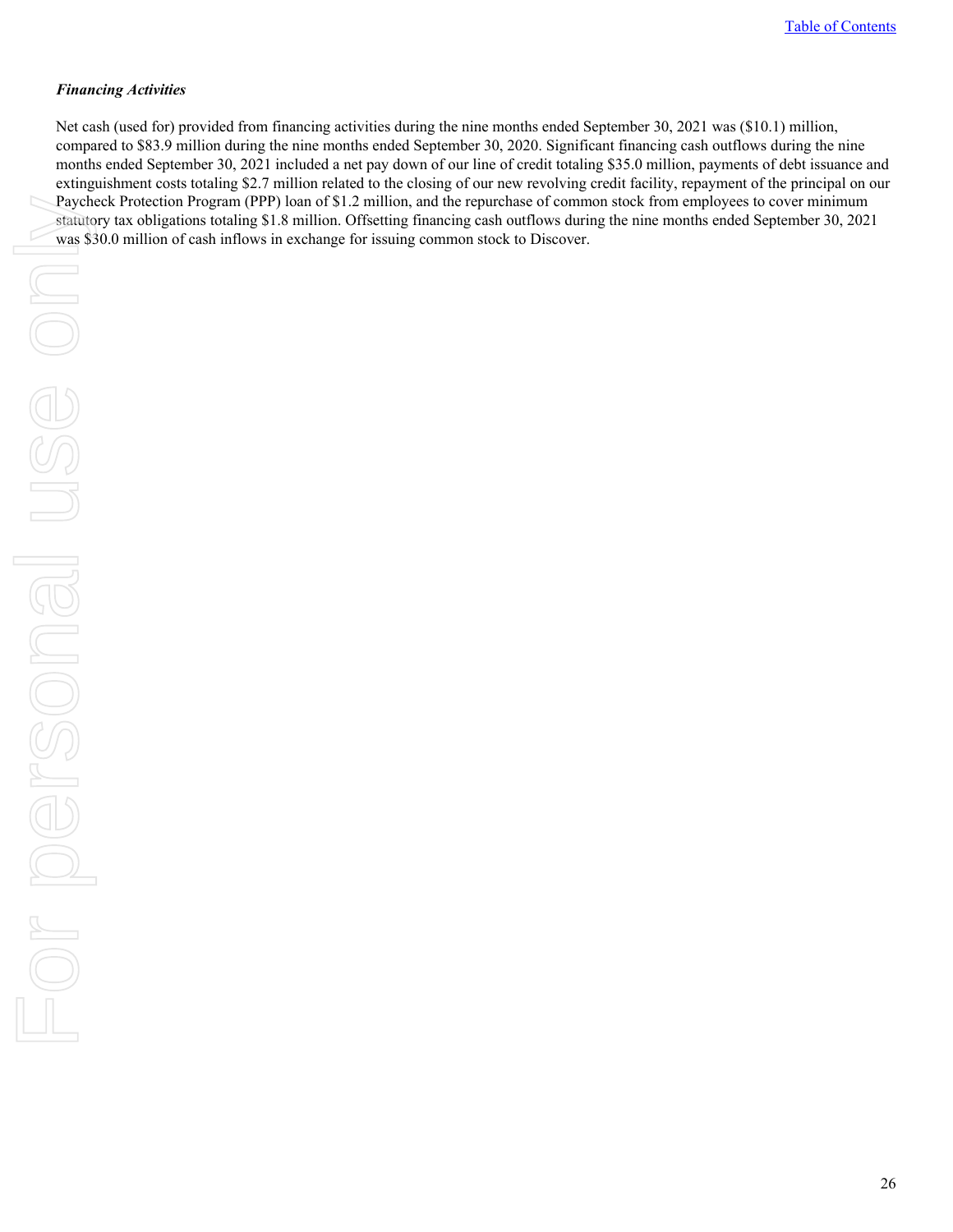***Financing Activities***

Net cash (used for) provided from financing activities during the nine months ended September 30, 2021 was ($10.1) million, compared to $83.9 million during the nine months ended September 30, 2020. Significant financing cash outflows during the nine months ended September 30, 2021 included a net pay down of our line of credit totaling $35.0 million, payments of debt issuance and extinguishment costs totaling $2.7 million related to the closing of our new revolving credit facility, repayment of the principal on our Paycheck Protection Program (PPP) loan of $1.2 million, and the repurchase of common stock from employees to cover minimum statutory tax obligations totaling $1.8 million. Offsetting financing cash outflows during the nine months ended September 30, 2021 was $30.0 million of cash inflows in exchange for issuing common stock to Discover.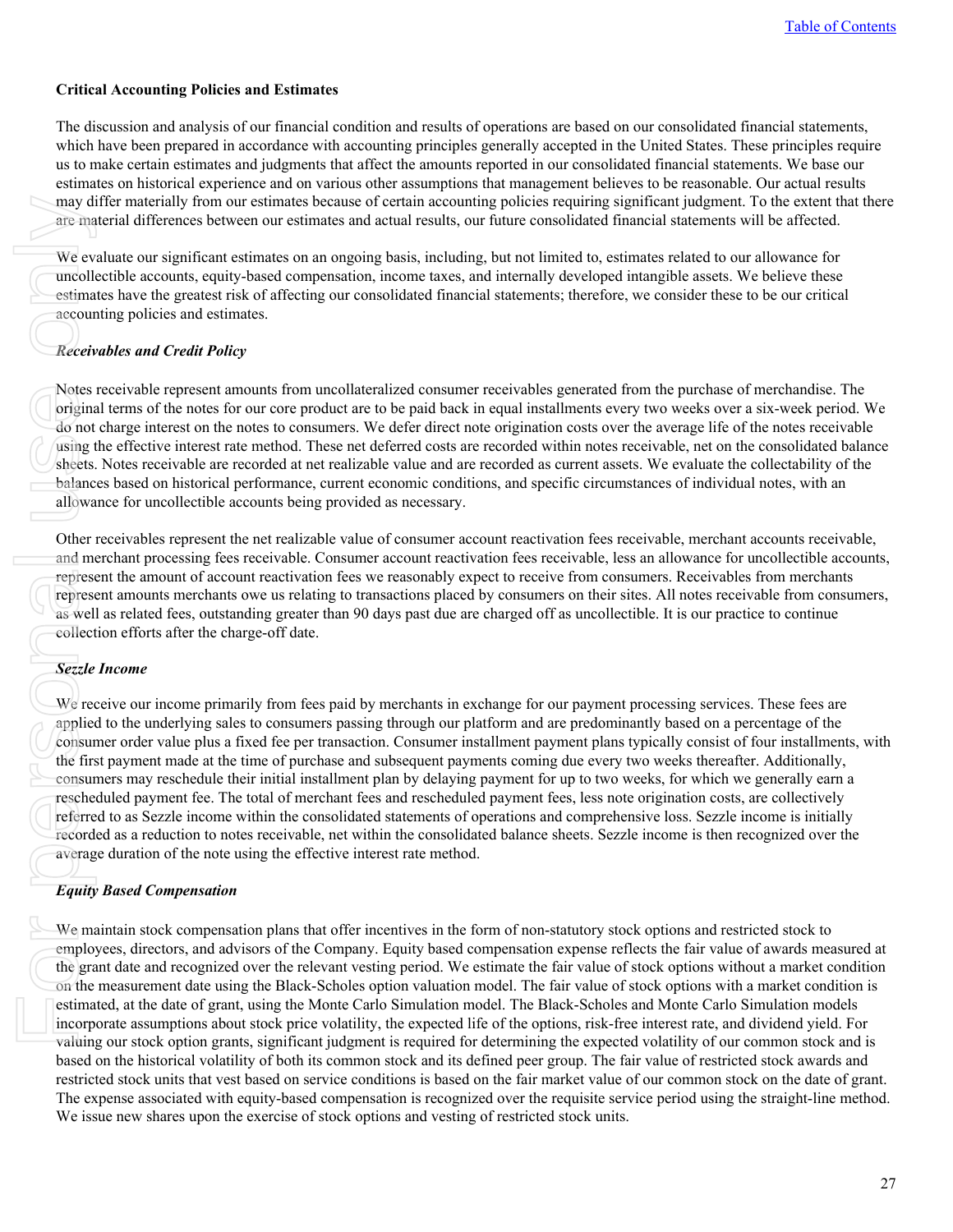### Critical Accounting Policies and Estimates

The discussion and analysis of our financial condition and results of operations are based on our consolidated financial statements, which have been prepared in accordance with accounting principles generally accepted in the United States. These principles require us to make certain estimates and judgments that affect the amounts reported in our consolidated financial statements. We base our estimates on historical experience and on various other assumptions that management believes to be reasonable. Our actual results may differ materially from our estimates because of certain accounting policies requiring significant judgment. To the extent that there are material differences between our estimates and actual results, our future consolidated financial statements will be affected.

We evaluate our significant estimates on an ongoing basis, including, but not limited to, estimates related to our allowance for uncollectible accounts, equity-based compensation, income taxes, and internally developed intangible assets. We believe these estimates have the greatest risk of affecting our consolidated financial statements; therefore, we consider these to be our critical accounting policies and estimates.

***Receivables and Credit Policy***

Notes receivable represent amounts from uncollateralized consumer receivables generated from the purchase of merchandise. The original terms of the notes for our core product are to be paid back in equal installments every two weeks over a six-week period. We do not charge interest on the notes to consumers. We defer direct note origination costs over the average life of the notes receivable using the effective interest rate method. These net deferred costs are recorded within notes receivable, net on the consolidated balance sheets. Notes receivable are recorded at net realizable value and are recorded as current assets. We evaluate the collectability of the balances based on historical performance, current economic conditions, and specific circumstances of individual notes, with an allowance for uncollectible accounts being provided as necessary.

Other receivables represent the net realizable value of consumer account reactivation fees receivable, merchant accounts receivable, and merchant processing fees receivable. Consumer account reactivation fees receivable, less an allowance for uncollectible accounts, represent the amount of account reactivation fees we reasonably expect to receive from consumers. Receivables from merchants represent amounts merchants owe us relating to transactions placed by consumers on their sites. All notes receivable from consumers, as well as related fees, outstanding greater than 90 days past due are charged off as uncollectible. It is our practice to continue collection efforts after the charge-off date.

***Sezzle Income***

We receive our income primarily from fees paid by merchants in exchange for our payment processing services. These fees are applied to the underlying sales to consumers passing through our platform and are predominantly based on a percentage of the consumer order value plus a fixed fee per transaction. Consumer installment payment plans typically consist of four installments, with the first payment made at the time of purchase and subsequent payments coming due every two weeks thereafter. Additionally, consumers may reschedule their initial installment plan by delaying payment for up to two weeks, for which we generally earn a rescheduled payment fee. The total of merchant fees and rescheduled payment fees, less note origination costs, are collectively referred to as Sezzle income within the consolidated statements of operations and comprehensive loss. Sezzle income is initially recorded as a reduction to notes receivable, net within the consolidated balance sheets. Sezzle income is then recognized over the average duration of the note using the effective interest rate method.

***Equity Based Compensation***

We maintain stock compensation plans that offer incentives in the form of non-statutory stock options and restricted stock to employees, directors, and advisors of the Company. Equity based compensation expense reflects the fair value of awards measured at the grant date and recognized over the relevant vesting period. We estimate the fair value of stock options without a market condition on the measurement date using the Black-Scholes option valuation model. The fair value of stock options with a market condition is estimated, at the date of grant, using the Monte Carlo Simulation model. The Black-Scholes and Monte Carlo Simulation models incorporate assumptions about stock price volatility, the expected life of the options, risk-free interest rate, and dividend yield. For valuing our stock option grants, significant judgment is required for determining the expected volatility of our common stock and is based on the historical volatility of both its common stock and its defined peer group. The fair value of restricted stock awards and restricted stock units that vest based on service conditions is based on the fair market value of our common stock on the date of grant. The expense associated with equity-based compensation is recognized over the requisite service period using the straight-line method. We issue new shares upon the exercise of stock options and vesting of restricted stock units.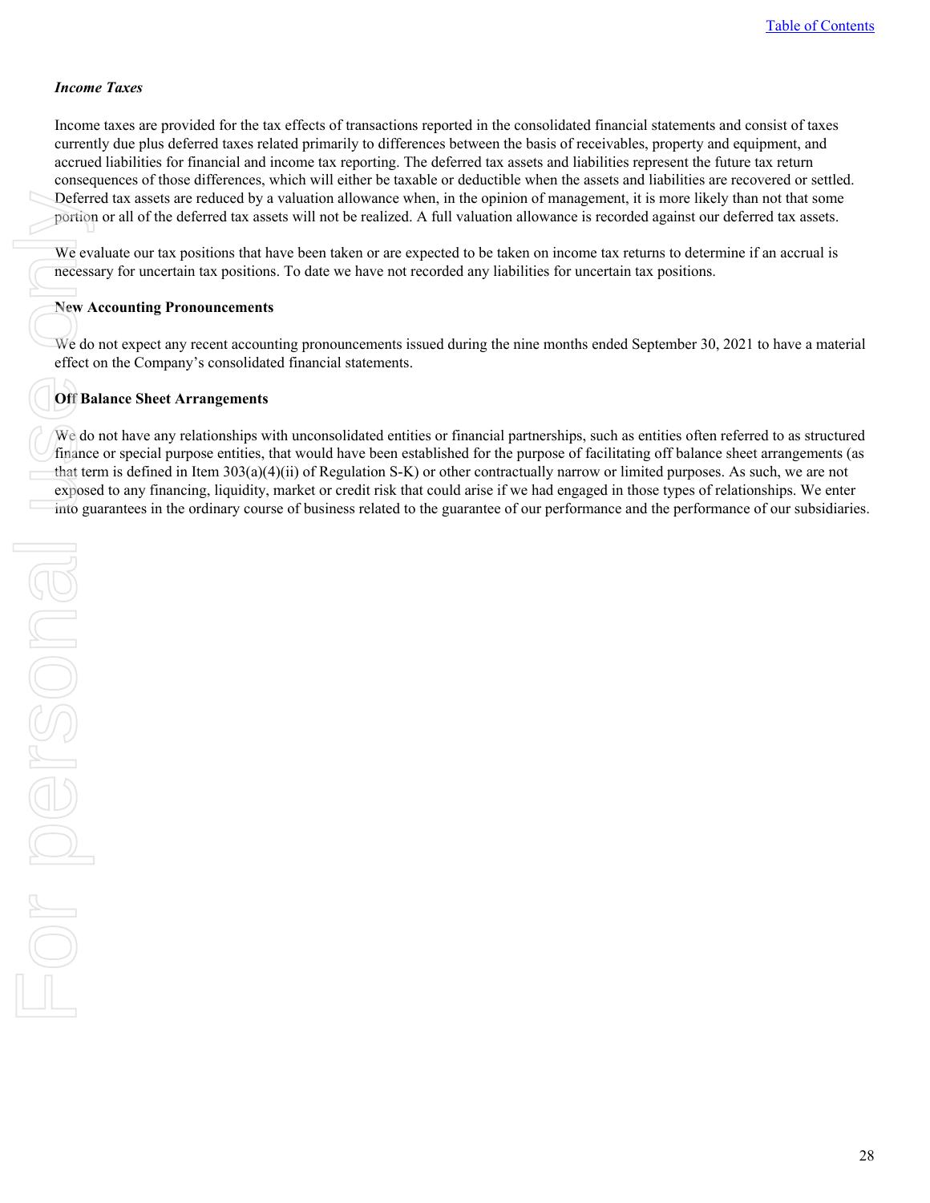### *Income Taxes*

Income taxes are provided for the tax effects of transactions reported in the consolidated financial statements and consist of taxes currently due plus deferred taxes related primarily to differences between the basis of receivables, property and equipment, and accrued liabilities for financial and income tax reporting. The deferred tax assets and liabilities represent the future tax return consequences of those differences, which will either be taxable or deductible when the assets and liabilities are recovered or settled. Deferred tax assets are reduced by a valuation allowance when, in the opinion of management, it is more likely than not that some portion or all of the deferred tax assets will not be realized. A full valuation allowance is recorded against our deferred tax assets.

We evaluate our tax positions that have been taken or are expected to be taken on income tax returns to determine if an accrual is necessary for uncertain tax positions. To date we have not recorded any liabilities for uncertain tax positions.

### New Accounting Pronouncements

We do not expect any recent accounting pronouncements issued during the nine months ended September 30, 2021 to have a material effect on the Company's consolidated financial statements.

### Off Balance Sheet Arrangements

We do not have any relationships with unconsolidated entities or financial partnerships, such as entities often referred to as structured finance or special purpose entities, that would have been established for the purpose of facilitating off balance sheet arrangements (as that term is defined in Item 303(a)(4)(ii) of Regulation S-K) or other contractually narrow or limited purposes. As such, we are not exposed to any financing, liquidity, market or credit risk that could arise if we had engaged in those types of relationships. We enter into guarantees in the ordinary course of business related to the guarantee of our performance and the performance of our subsidiaries.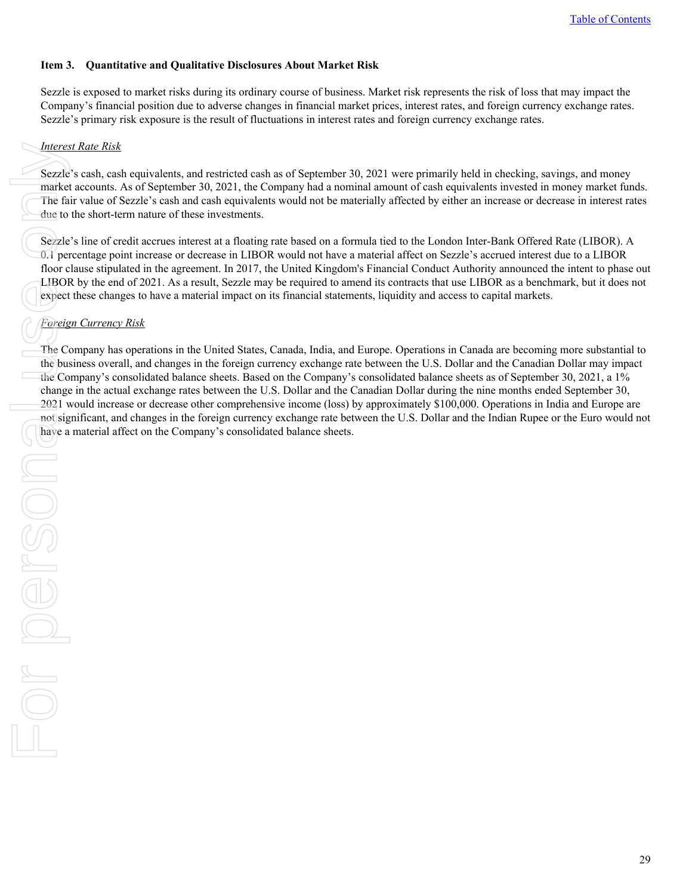## Item 3. Quantitative and Qualitative Disclosures About Market Risk

Sezzle is exposed to market risks during its ordinary course of business. Market risk represents the risk of loss that may impact the Company's financial position due to adverse changes in financial market prices, interest rates, and foreign currency exchange rates. Sezzle's primary risk exposure is the result of fluctuations in interest rates and foreign currency exchange rates.

*Interest Rate Risk*

Sezzle's cash, cash equivalents, and restricted cash as of September 30, 2021 were primarily held in checking, savings, and money market accounts. As of September 30, 2021, the Company had a nominal amount of cash equivalents invested in money market funds. The fair value of Sezzle's cash and cash equivalents would not be materially affected by either an increase or decrease in interest rates due to the short-term nature of these investments.

Sezzle's line of credit accrues interest at a floating rate based on a formula tied to the London Inter-Bank Offered Rate (LIBOR). A 0.1 percentage point increase or decrease in LIBOR would not have a material affect on Sezzle's accrued interest due to a LIBOR floor clause stipulated in the agreement. In 2017, the United Kingdom's Financial Conduct Authority announced the intent to phase out LIBOR by the end of 2021. As a result, Sezzle may be required to amend its contracts that use LIBOR as a benchmark, but it does not expect these changes to have a material impact on its financial statements, liquidity and access to capital markets.

*Foreign Currency Risk*

The Company has operations in the United States, Canada, India, and Europe. Operations in Canada are becoming more substantial to the business overall, and changes in the foreign currency exchange rate between the U.S. Dollar and the Canadian Dollar may impact the Company's consolidated balance sheets. Based on the Company's consolidated balance sheets as of September 30, 2021, a 1% change in the actual exchange rates between the U.S. Dollar and the Canadian Dollar during the nine months ended September 30, 2021 would increase or decrease other comprehensive income (loss) by approximately $100,000. Operations in India and Europe are not significant, and changes in the foreign currency exchange rate between the U.S. Dollar and the Indian Rupee or the Euro would not have a material affect on the Company's consolidated balance sheets.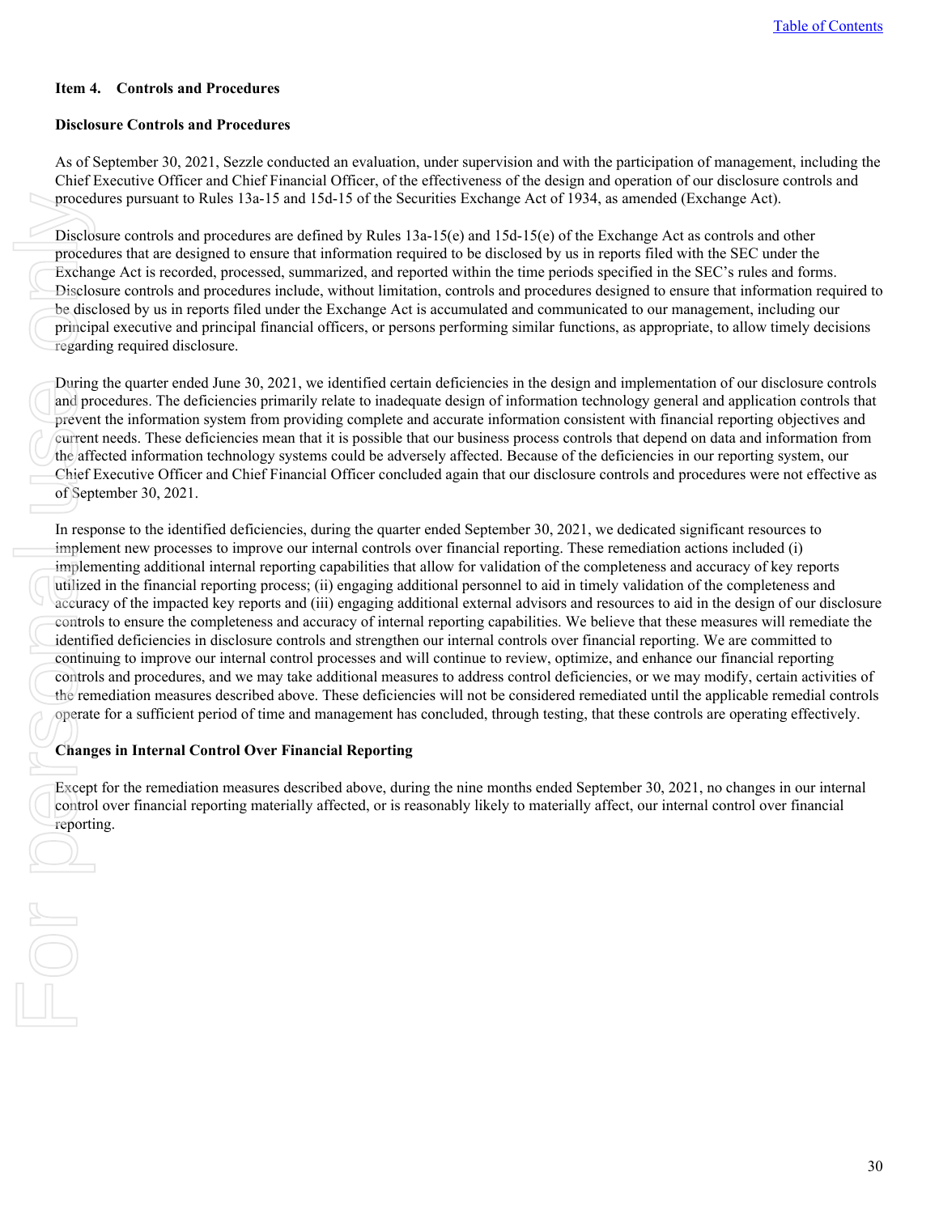## Item 4. Controls and Procedures

### Disclosure Controls and Procedures

As of September 30, 2021, Sezzle conducted an evaluation, under supervision and with the participation of management, including the Chief Executive Officer and Chief Financial Officer, of the effectiveness of the design and operation of our disclosure controls and procedures pursuant to Rules 13a-15 and 15d-15 of the Securities Exchange Act of 1934, as amended (Exchange Act).

Disclosure controls and procedures are defined by Rules 13a-15(e) and 15d-15(e) of the Exchange Act as controls and other procedures that are designed to ensure that information required to be disclosed by us in reports filed with the SEC under the Exchange Act is recorded, processed, summarized, and reported within the time periods specified in the SEC's rules and forms. Disclosure controls and procedures include, without limitation, controls and procedures designed to ensure that information required to be disclosed by us in reports filed under the Exchange Act is accumulated and communicated to our management, including our principal executive and principal financial officers, or persons performing similar functions, as appropriate, to allow timely decisions regarding required disclosure.

During the quarter ended June 30, 2021, we identified certain deficiencies in the design and implementation of our disclosure controls and procedures. The deficiencies primarily relate to inadequate design of information technology general and application controls that prevent the information system from providing complete and accurate information consistent with financial reporting objectives and current needs. These deficiencies mean that it is possible that our business process controls that depend on data and information from the affected information technology systems could be adversely affected. Because of the deficiencies in our reporting system, our Chief Executive Officer and Chief Financial Officer concluded again that our disclosure controls and procedures were not effective as of September 30, 2021.

In response to the identified deficiencies, during the quarter ended September 30, 2021, we dedicated significant resources to implement new processes to improve our internal controls over financial reporting. These remediation actions included (i) implementing additional internal reporting capabilities that allow for validation of the completeness and accuracy of key reports utilized in the financial reporting process; (ii) engaging additional personnel to aid in timely validation of the completeness and accuracy of the impacted key reports and (iii) engaging additional external advisors and resources to aid in the design of our disclosure controls to ensure the completeness and accuracy of internal reporting capabilities. We believe that these measures will remediate the identified deficiencies in disclosure controls and strengthen our internal controls over financial reporting. We are committed to continuing to improve our internal control processes and will continue to review, optimize, and enhance our financial reporting controls and procedures, and we may take additional measures to address control deficiencies, or we may modify, certain activities of the remediation measures described above. These deficiencies will not be considered remediated until the applicable remedial controls operate for a sufficient period of time and management has concluded, through testing, that these controls are operating effectively.

### Changes in Internal Control Over Financial Reporting

Except for the remediation measures described above, during the nine months ended September 30, 2021, no changes in our internal control over financial reporting materially affected, or is reasonably likely to materially affect, our internal control over financial reporting.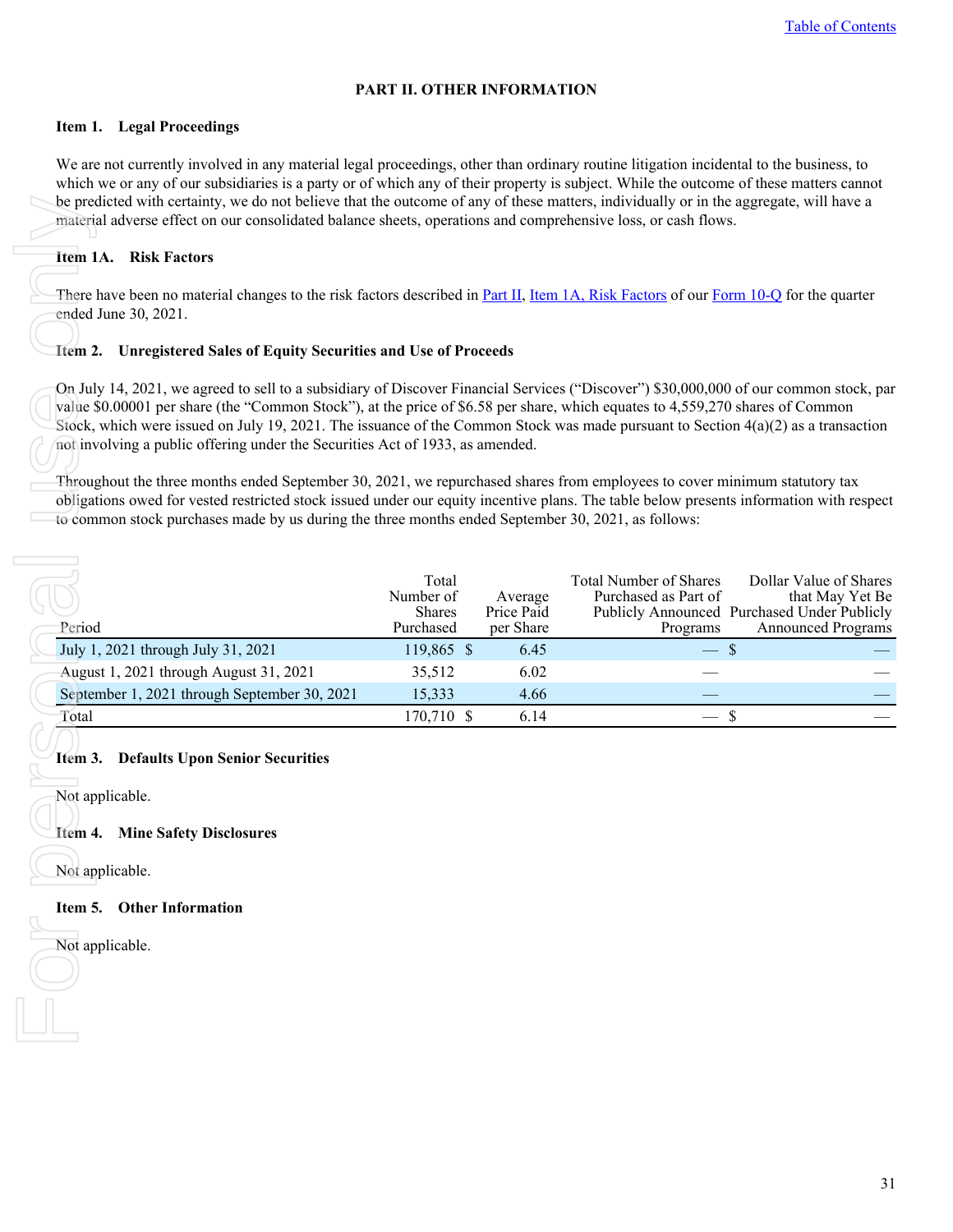## PART II. OTHER INFORMATION

### Item 1. Legal Proceedings

We are not currently involved in any material legal proceedings, other than ordinary routine litigation incidental to the business, to which we or any of our subsidiaries is a party or of which any of their property is subject. While the outcome of these matters cannot be predicted with certainty, we do not believe that the outcome of any of these matters, individually or in the aggregate, will have a material adverse effect on our consolidated balance sheets, operations and comprehensive loss, or cash flows.

### Item 1A. Risk Factors

There have been no material changes to the risk factors described in Part II, Item 1A, Risk Factors of our Form 10-Q for the quarter ended June 30, 2021.

### Item 2. Unregistered Sales of Equity Securities and Use of Proceeds

On July 14, 2021, we agreed to sell to a subsidiary of Discover Financial Services ("Discover") $30,000,000 of our common stock, par value $0.00001 per share (the "Common Stock"), at the price of $6.58 per share, which equates to 4,559,270 shares of Common Stock, which were issued on July 19, 2021. The issuance of the Common Stock was made pursuant to Section 4(a)(2) as a transaction not involving a public offering under the Securities Act of 1933, as amended.

Throughout the three months ended September 30, 2021, we repurchased shares from employees to cover minimum statutory tax obligations owed for vested restricted stock issued under our equity incentive plans. The table below presents information with respect to common stock purchases made by us during the three months ended September 30, 2021, as follows:

| Period | Total Number of Shares Purchased | Average Price Paid per Share | Total Number of Shares Purchased as Part of Publicly Announced Programs | Dollar Value of Shares that May Yet Be Purchased Under Publicly Announced Programs |
|---|---|---|---|---|
| July 1, 2021 through July 31, 2021 | 119,865 | $ 6.45 | — | $ — |
| August 1, 2021 through August 31, 2021 | 35,512 | 6.02 | — | — |
| September 1, 2021 through September 30, 2021 | 15,333 | 4.66 | — | — |
| Total | 170,710 | $ 6.14 | — | $ — |

### Item 3. Defaults Upon Senior Securities

Not applicable.

### Item 4. Mine Safety Disclosures

Not applicable.

### Item 5. Other Information

Not applicable.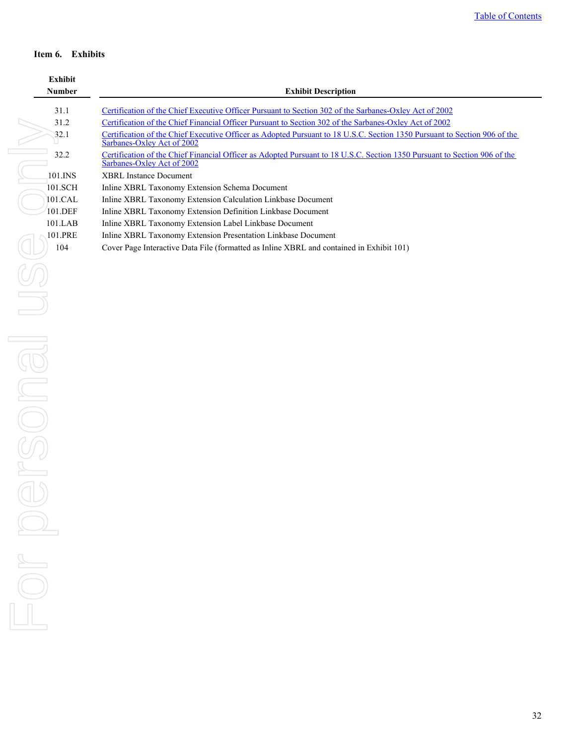### Item 6. Exhibits

| Exhibit Number | Exhibit Description |
|---|---|
| 31.1 | Certification of the Chief Executive Officer Pursuant to Section 302 of the Sarbanes-Oxley Act of 2002 |
| 31.2 | Certification of the Chief Financial Officer Pursuant to Section 302 of the Sarbanes-Oxley Act of 2002 |
| 32.1 | Certification of the Chief Executive Officer as Adopted Pursuant to 18 U.S.C. Section 1350 Pursuant to Section 906 of the Sarbanes-Oxley Act of 2002 |
| 32.2 | Certification of the Chief Financial Officer as Adopted Pursuant to 18 U.S.C. Section 1350 Pursuant to Section 906 of the Sarbanes-Oxley Act of 2002 |
| 101.INS | XBRL Instance Document |
| 101.SCH | Inline XBRL Taxonomy Extension Schema Document |
| 101.CAL | Inline XBRL Taxonomy Extension Calculation Linkbase Document |
| 101.DEF | Inline XBRL Taxonomy Extension Definition Linkbase Document |
| 101.LAB | Inline XBRL Taxonomy Extension Label Linkbase Document |
| 101.PRE | Inline XBRL Taxonomy Extension Presentation Linkbase Document |
| 104 | Cover Page Interactive Data File (formatted as Inline XBRL and contained in Exhibit 101) |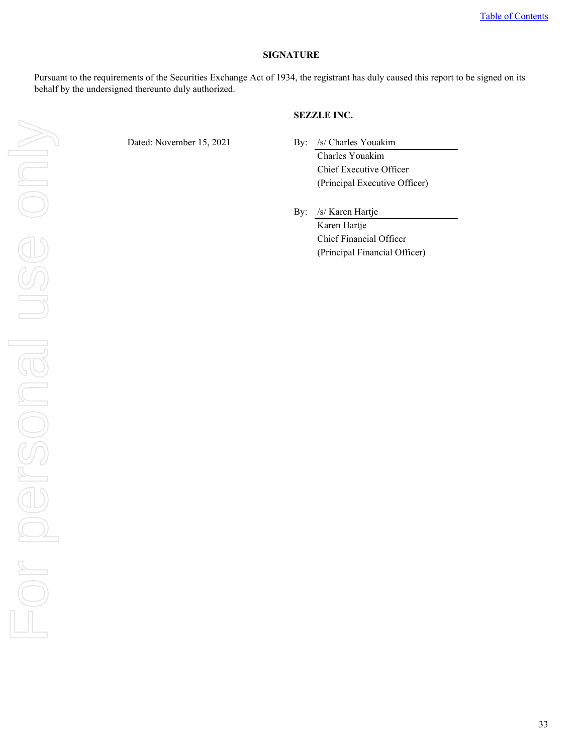## SIGNATURE

Pursuant to the requirements of the Securities Exchange Act of 1934, the registrant has duly caused this report to be signed on its behalf by the undersigned thereunto duly authorized.

**SEZZLE INC.**

Dated: November 15, 2021

By: /s/ Charles Youakim
Charles Youakim
Chief Executive Officer
(Principal Executive Officer)

By: /s/ Karen Hartje
Karen Hartje
Chief Financial Officer
(Principal Financial Officer)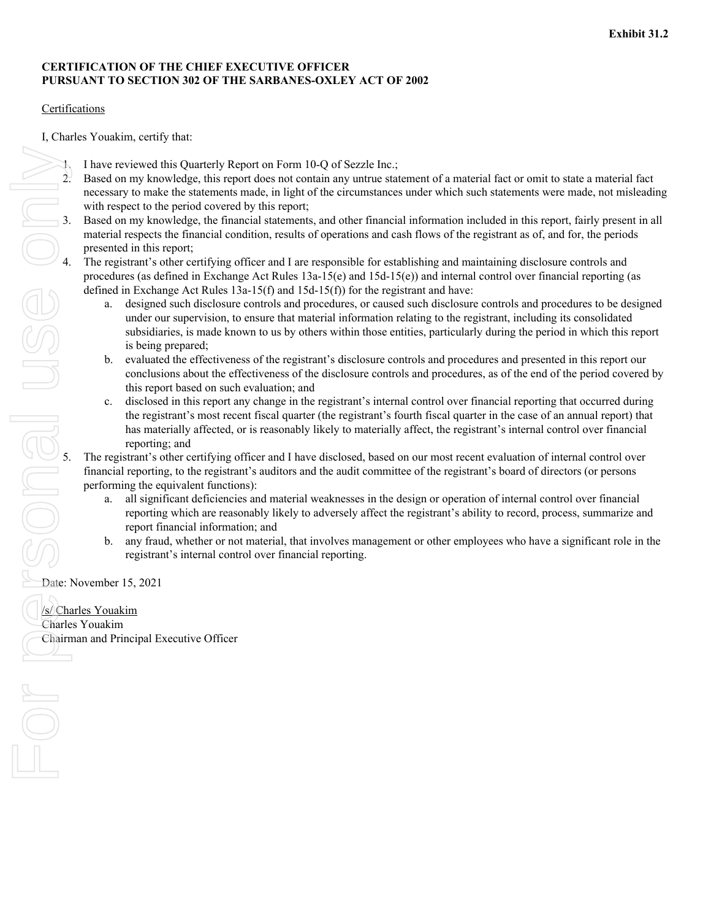**Exhibit 31.2**

**CERTIFICATION OF THE CHIEF EXECUTIVE OFFICER**
**PURSUANT TO SECTION 302 OF THE SARBANES-OXLEY ACT OF 2002**

Certifications

I, Charles Youakim, certify that:

1. I have reviewed this Quarterly Report on Form 10-Q of Sezzle Inc.;
2. Based on my knowledge, this report does not contain any untrue statement of a material fact or omit to state a material fact necessary to make the statements made, in light of the circumstances under which such statements were made, not misleading with respect to the period covered by this report;
3. Based on my knowledge, the financial statements, and other financial information included in this report, fairly present in all material respects the financial condition, results of operations and cash flows of the registrant as of, and for, the periods presented in this report;
4. The registrant's other certifying officer and I are responsible for establishing and maintaining disclosure controls and procedures (as defined in Exchange Act Rules 13a-15(e) and 15d-15(e)) and internal control over financial reporting (as defined in Exchange Act Rules 13a-15(f) and 15d-15(f)) for the registrant and have:
    a. designed such disclosure controls and procedures, or caused such disclosure controls and procedures to be designed under our supervision, to ensure that material information relating to the registrant, including its consolidated subsidiaries, is made known to us by others within those entities, particularly during the period in which this report is being prepared;
    b. evaluated the effectiveness of the registrant's disclosure controls and procedures and presented in this report our conclusions about the effectiveness of the disclosure controls and procedures, as of the end of the period covered by this report based on such evaluation; and
    c. disclosed in this report any change in the registrant's internal control over financial reporting that occurred during the registrant's most recent fiscal quarter (the registrant's fourth fiscal quarter in the case of an annual report) that has materially affected, or is reasonably likely to materially affect, the registrant's internal control over financial reporting; and
5. The registrant's other certifying officer and I have disclosed, based on our most recent evaluation of internal control over financial reporting, to the registrant's auditors and the audit committee of the registrant's board of directors (or persons performing the equivalent functions):
    a. all significant deficiencies and material weaknesses in the design or operation of internal control over financial reporting which are reasonably likely to adversely affect the registrant's ability to record, process, summarize and report financial information; and
    b. any fraud, whether or not material, that involves management or other employees who have a significant role in the registrant's internal control over financial reporting.

Date: November 15, 2021

/s/ Charles Youakim
Charles Youakim
Chairman and Principal Executive Officer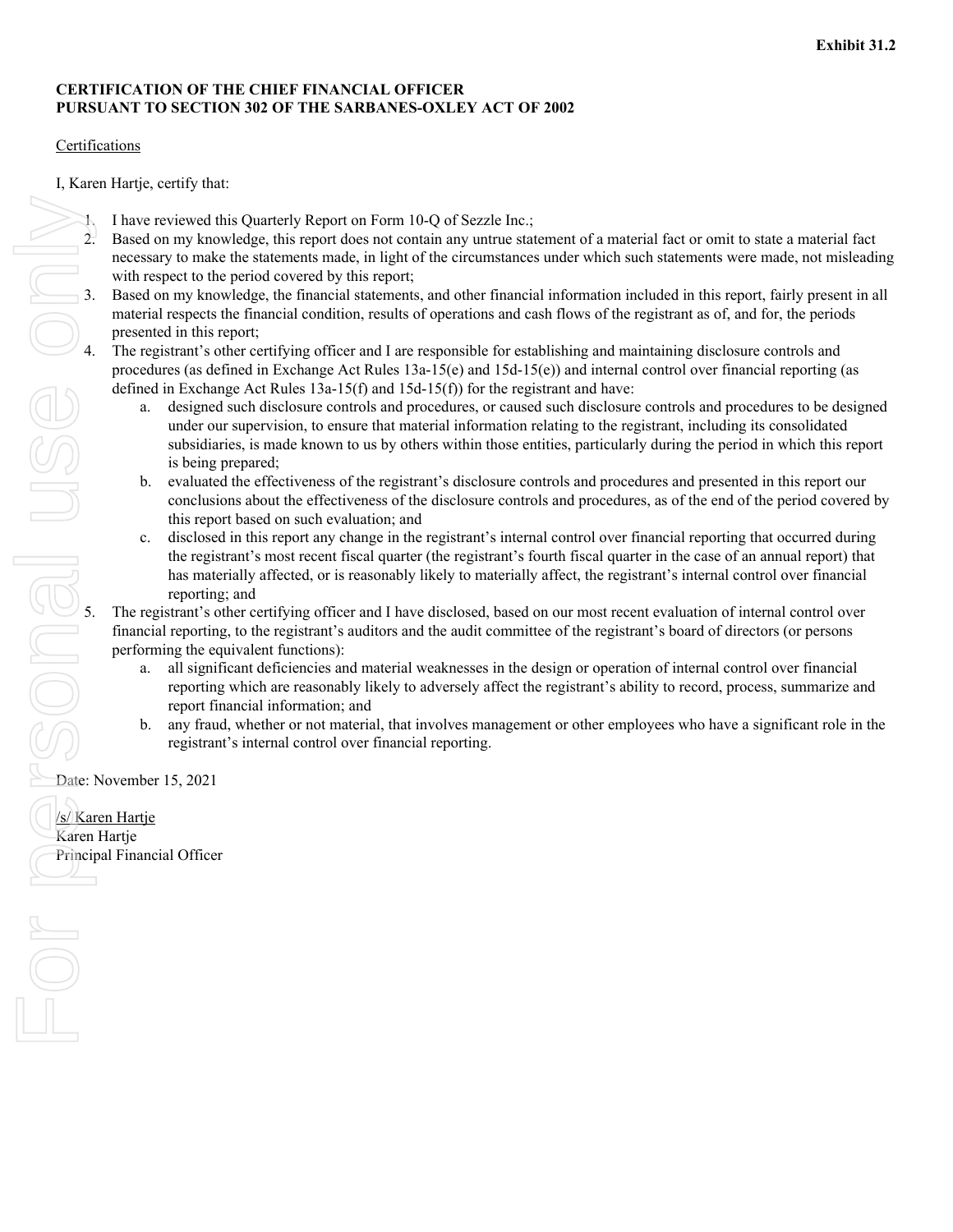**Exhibit 31.2**

**CERTIFICATION OF THE CHIEF FINANCIAL OFFICER**
**PURSUANT TO SECTION 302 OF THE SARBANES-OXLEY ACT OF 2002**

Certifications

I, Karen Hartje, certify that:

1. I have reviewed this Quarterly Report on Form 10-Q of Sezzle Inc.;
2. Based on my knowledge, this report does not contain any untrue statement of a material fact or omit to state a material fact necessary to make the statements made, in light of the circumstances under which such statements were made, not misleading with respect to the period covered by this report;
3. Based on my knowledge, the financial statements, and other financial information included in this report, fairly present in all material respects the financial condition, results of operations and cash flows of the registrant as of, and for, the periods presented in this report;
4. The registrant's other certifying officer and I are responsible for establishing and maintaining disclosure controls and procedures (as defined in Exchange Act Rules 13a-15(e) and 15d-15(e)) and internal control over financial reporting (as defined in Exchange Act Rules 13a-15(f) and 15d-15(f)) for the registrant and have:
   a. designed such disclosure controls and procedures, or caused such disclosure controls and procedures to be designed under our supervision, to ensure that material information relating to the registrant, including its consolidated subsidiaries, is made known to us by others within those entities, particularly during the period in which this report is being prepared;
   b. evaluated the effectiveness of the registrant's disclosure controls and procedures and presented in this report our conclusions about the effectiveness of the disclosure controls and procedures, as of the end of the period covered by this report based on such evaluation; and
   c. disclosed in this report any change in the registrant's internal control over financial reporting that occurred during the registrant's most recent fiscal quarter (the registrant's fourth fiscal quarter in the case of an annual report) that has materially affected, or is reasonably likely to materially affect, the registrant's internal control over financial reporting; and
5. The registrant's other certifying officer and I have disclosed, based on our most recent evaluation of internal control over financial reporting, to the registrant's auditors and the audit committee of the registrant's board of directors (or persons performing the equivalent functions):
   a. all significant deficiencies and material weaknesses in the design or operation of internal control over financial reporting which are reasonably likely to adversely affect the registrant's ability to record, process, summarize and report financial information; and
   b. any fraud, whether or not material, that involves management or other employees who have a significant role in the registrant's internal control over financial reporting.

Date: November 15, 2021

/s/ Karen Hartje
Karen Hartje
Principal Financial Officer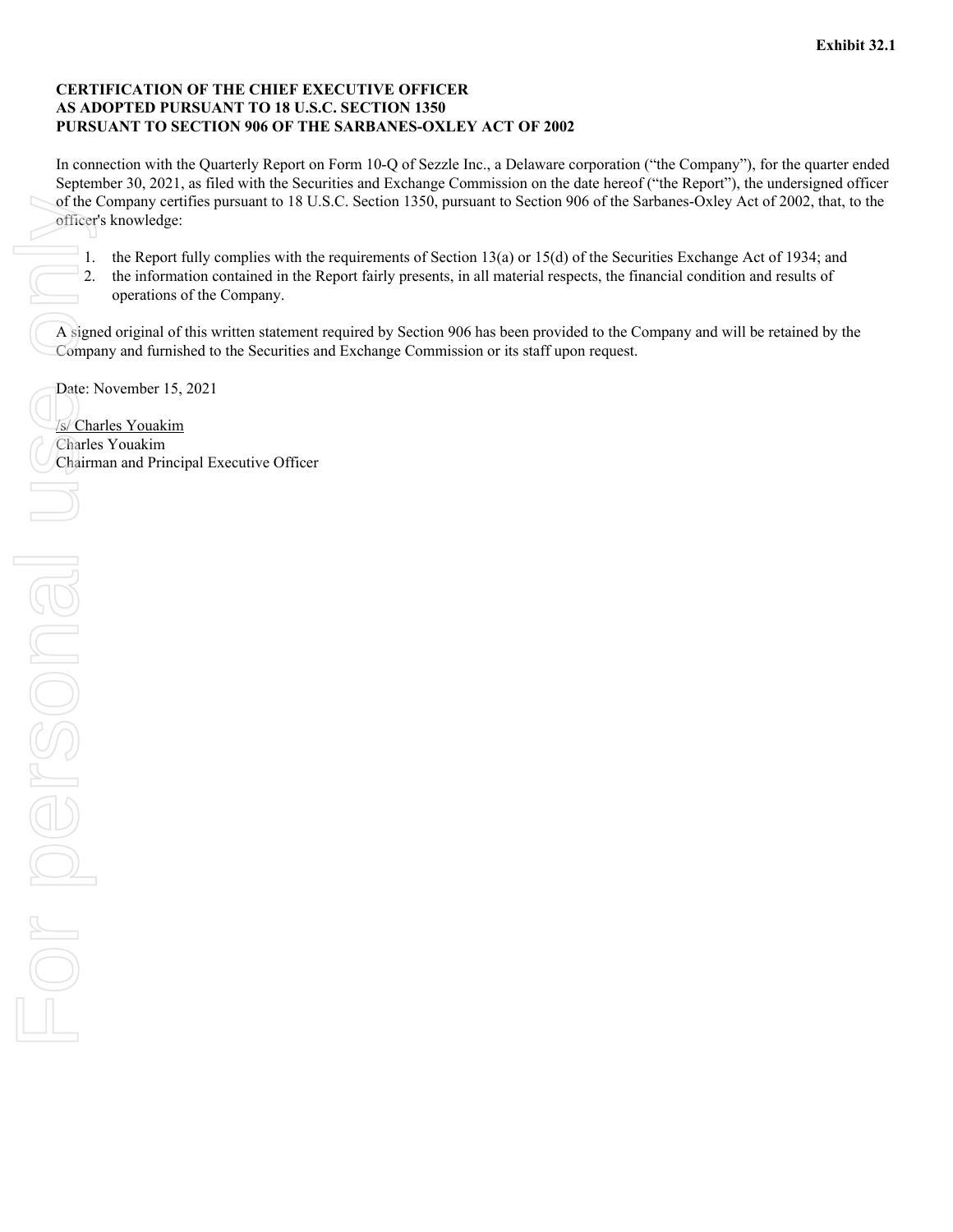**Exhibit 32.1**

**CERTIFICATION OF THE CHIEF EXECUTIVE OFFICER**
**AS ADOPTED PURSUANT TO 18 U.S.C. SECTION 1350**
**PURSUANT TO SECTION 906 OF THE SARBANES-OXLEY ACT OF 2002**

In connection with the Quarterly Report on Form 10-Q of Sezzle Inc., a Delaware corporation (“the Company”), for the quarter ended September 30, 2021, as filed with the Securities and Exchange Commission on the date hereof (“the Report”), the undersigned officer of the Company certifies pursuant to 18 U.S.C. Section 1350, pursuant to Section 906 of the Sarbanes-Oxley Act of 2002, that, to the officer's knowledge:

1. the Report fully complies with the requirements of Section 13(a) or 15(d) of the Securities Exchange Act of 1934; and
2. the information contained in the Report fairly presents, in all material respects, the financial condition and results of operations of the Company.

A signed original of this written statement required by Section 906 has been provided to the Company and will be retained by the Company and furnished to the Securities and Exchange Commission or its staff upon request.

Date: November 15, 2021

/s/ Charles Youakim
Charles Youakim
Chairman and Principal Executive Officer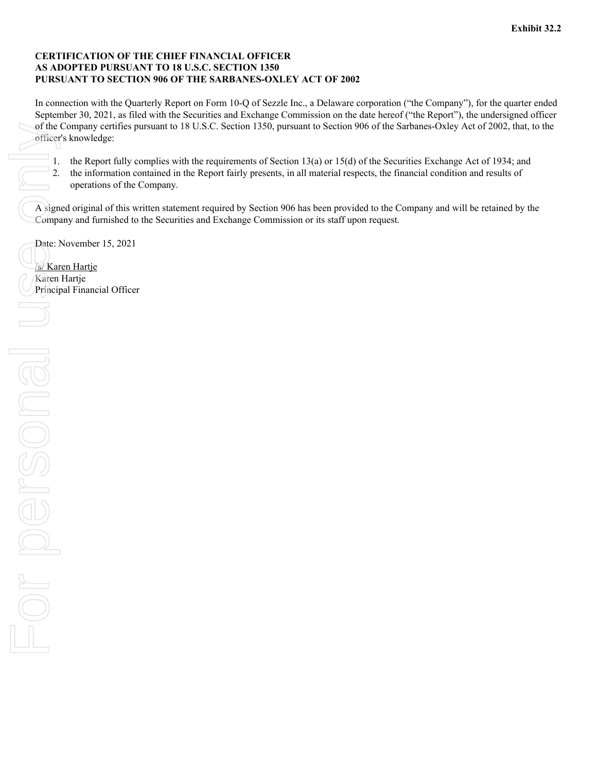Exhibit 32.2

**CERTIFICATION OF THE CHIEF FINANCIAL OFFICER**
**AS ADOPTED PURSUANT TO 18 U.S.C. SECTION 1350**
**PURSUANT TO SECTION 906 OF THE SARBANES-OXLEY ACT OF 2002**

In connection with the Quarterly Report on Form 10-Q of Sezzle Inc., a Delaware corporation (“the Company”), for the quarter ended September 30, 2021, as filed with the Securities and Exchange Commission on the date hereof (“the Report”), the undersigned officer of the Company certifies pursuant to 18 U.S.C. Section 1350, pursuant to Section 906 of the Sarbanes-Oxley Act of 2002, that, to the officer's knowledge:

1. the Report fully complies with the requirements of Section 13(a) or 15(d) of the Securities Exchange Act of 1934; and
2. the information contained in the Report fairly presents, in all material respects, the financial condition and results of operations of the Company.

A signed original of this written statement required by Section 906 has been provided to the Company and will be retained by the Company and furnished to the Securities and Exchange Commission or its staff upon request.

Date: November 15, 2021

/s/ Karen Hartje
Karen Hartje
Principal Financial Officer